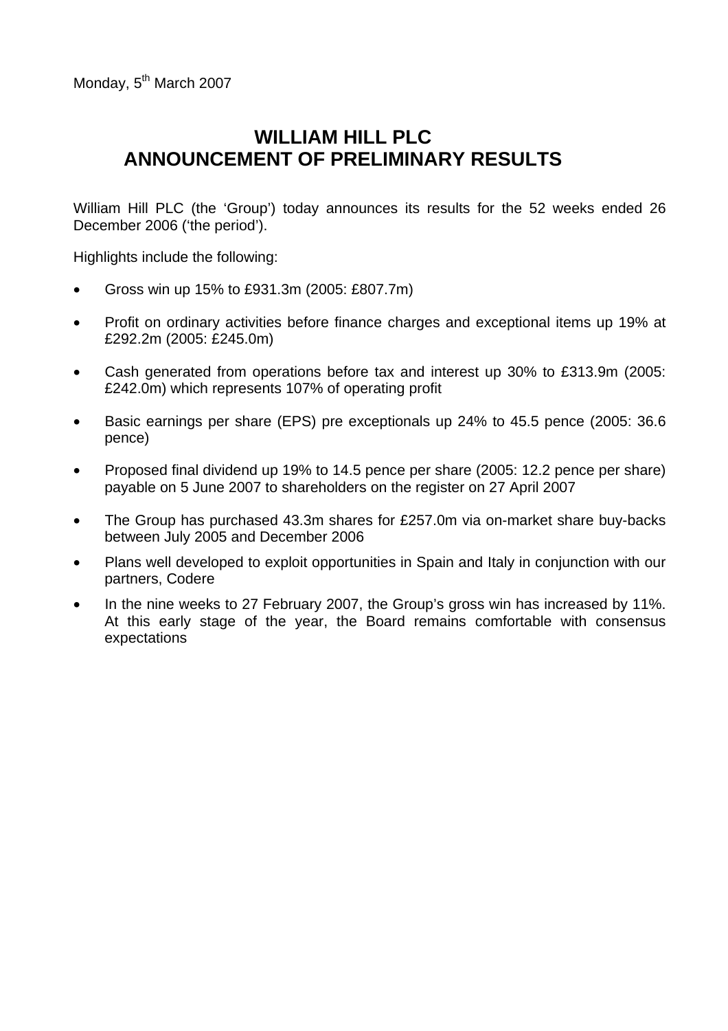Monday, 5th March 2007

# WILLIAM HILL PLC
# ANNOUNCEMENT OF PRELIMINARY RESULTS

William Hill PLC (the 'Group') today announces its results for the 52 weeks ended 26 December 2006 ('the period').

Highlights include the following:

- Gross win up 15% to £931.3m (2005: £807.7m)
- Profit on ordinary activities before finance charges and exceptional items up 19% at £292.2m (2005: £245.0m)
- Cash generated from operations before tax and interest up 30% to £313.9m (2005: £242.0m) which represents 107% of operating profit
- Basic earnings per share (EPS) pre exceptionals up 24% to 45.5 pence (2005: 36.6 pence)
- Proposed final dividend up 19% to 14.5 pence per share (2005: 12.2 pence per share) payable on 5 June 2007 to shareholders on the register on 27 April 2007
- The Group has purchased 43.3m shares for £257.0m via on-market share buy-backs between July 2005 and December 2006
- Plans well developed to exploit opportunities in Spain and Italy in conjunction with our partners, Codere
- In the nine weeks to 27 February 2007, the Group's gross win has increased by 11%. At this early stage of the year, the Board remains comfortable with consensus expectations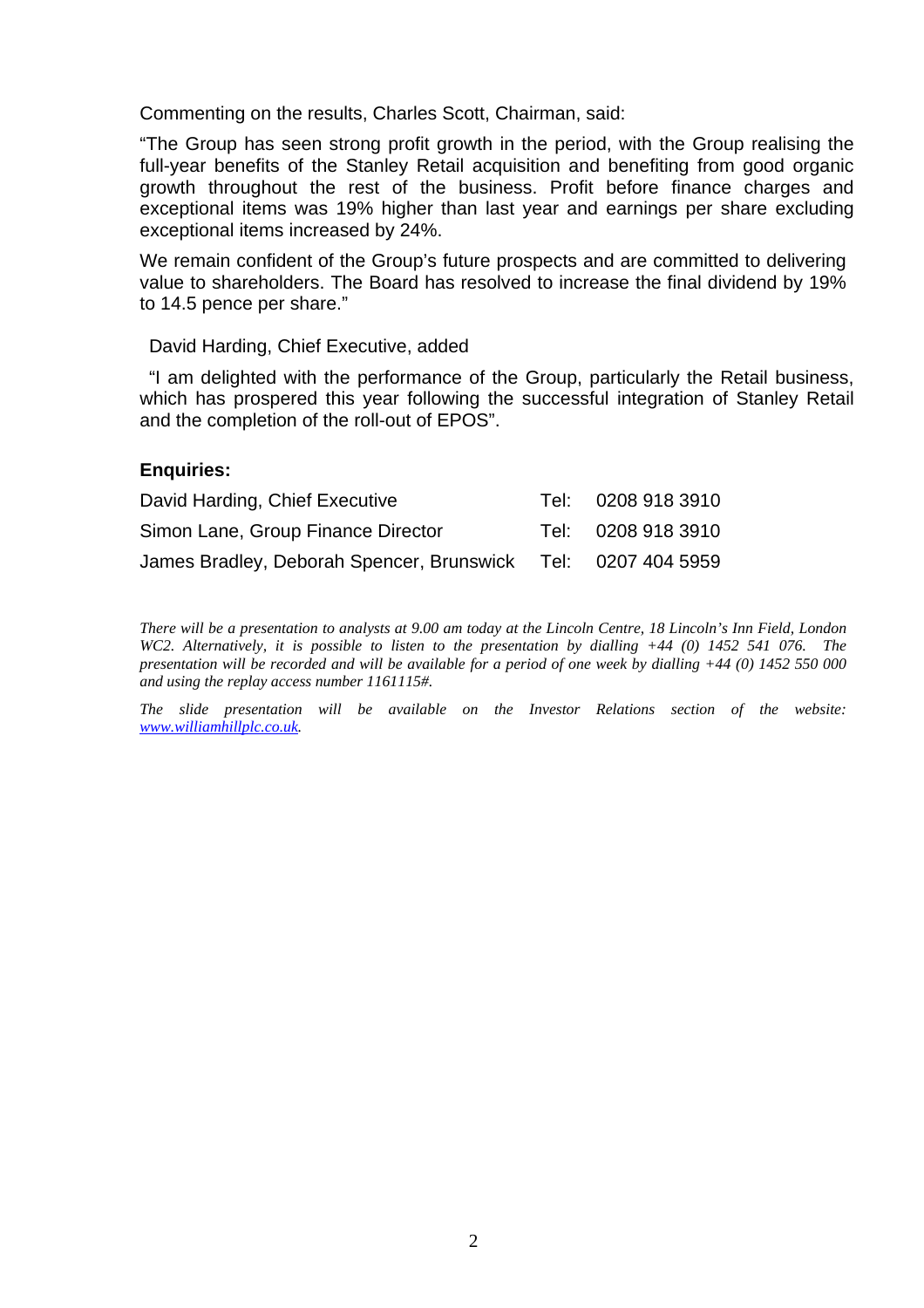Commenting on the results, Charles Scott, Chairman, said:

"The Group has seen strong profit growth in the period, with the Group realising the full-year benefits of the Stanley Retail acquisition and benefiting from good organic growth throughout the rest of the business. Profit before finance charges and exceptional items was 19% higher than last year and earnings per share excluding exceptional items increased by 24%.

We remain confident of the Group's future prospects and are committed to delivering value to shareholders. The Board has resolved to increase the final dividend by 19% to 14.5 pence per share."

David Harding, Chief Executive, added

"I am delighted with the performance of the Group, particularly the Retail business, which has prospered this year following the successful integration of Stanley Retail and the completion of the roll-out of EPOS".

**Enquiries:**

| | |
|---|---|
| David Harding, Chief Executive | Tel: 0208 918 3910 |
| Simon Lane, Group Finance Director | Tel: 0208 918 3910 |
| James Bradley, Deborah Spencer, Brunswick | Tel: 0207 404 5959 |

*There will be a presentation to analysts at 9.00 am today at the Lincoln Centre, 18 Lincoln's Inn Field, London WC2. Alternatively, it is possible to listen to the presentation by dialling +44 (0) 1452 541 076. The presentation will be recorded and will be available for a period of one week by dialling +44 (0) 1452 550 000 and using the replay access number 1161115#.*

*The slide presentation will be available on the Investor Relations section of the website: www.williamhillplc.co.uk.*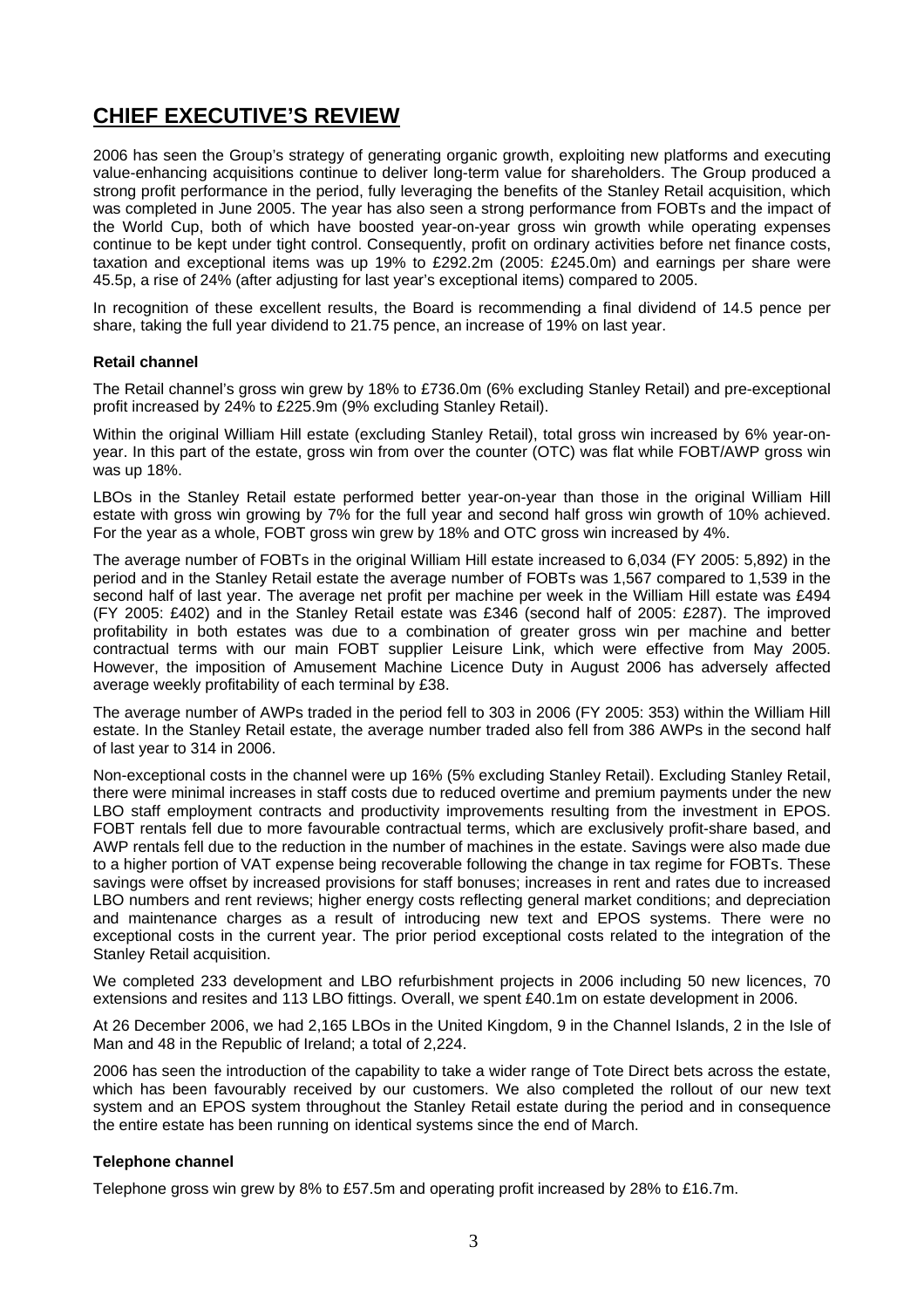# CHIEF EXECUTIVE'S REVIEW

2006 has seen the Group's strategy of generating organic growth, exploiting new platforms and executing value-enhancing acquisitions continue to deliver long-term value for shareholders. The Group produced a strong profit performance in the period, fully leveraging the benefits of the Stanley Retail acquisition, which was completed in June 2005. The year has also seen a strong performance from FOBTs and the impact of the World Cup, both of which have boosted year-on-year gross win growth while operating expenses continue to be kept under tight control. Consequently, profit on ordinary activities before net finance costs, taxation and exceptional items was up 19% to £292.2m (2005: £245.0m) and earnings per share were 45.5p, a rise of 24% (after adjusting for last year's exceptional items) compared to 2005.

In recognition of these excellent results, the Board is recommending a final dividend of 14.5 pence per share, taking the full year dividend to 21.75 pence, an increase of 19% on last year.

### Retail channel

The Retail channel's gross win grew by 18% to £736.0m (6% excluding Stanley Retail) and pre-exceptional profit increased by 24% to £225.9m (9% excluding Stanley Retail).

Within the original William Hill estate (excluding Stanley Retail), total gross win increased by 6% year-on-year. In this part of the estate, gross win from over the counter (OTC) was flat while FOBT/AWP gross win was up 18%.

LBOs in the Stanley Retail estate performed better year-on-year than those in the original William Hill estate with gross win growing by 7% for the full year and second half gross win growth of 10% achieved. For the year as a whole, FOBT gross win grew by 18% and OTC gross win increased by 4%.

The average number of FOBTs in the original William Hill estate increased to 6,034 (FY 2005: 5,892) in the period and in the Stanley Retail estate the average number of FOBTs was 1,567 compared to 1,539 in the second half of last year. The average net profit per machine per week in the William Hill estate was £494 (FY 2005: £402) and in the Stanley Retail estate was £346 (second half of 2005: £287). The improved profitability in both estates was due to a combination of greater gross win per machine and better contractual terms with our main FOBT supplier Leisure Link, which were effective from May 2005. However, the imposition of Amusement Machine Licence Duty in August 2006 has adversely affected average weekly profitability of each terminal by £38.

The average number of AWPs traded in the period fell to 303 in 2006 (FY 2005: 353) within the William Hill estate. In the Stanley Retail estate, the average number traded also fell from 386 AWPs in the second half of last year to 314 in 2006.

Non-exceptional costs in the channel were up 16% (5% excluding Stanley Retail). Excluding Stanley Retail, there were minimal increases in staff costs due to reduced overtime and premium payments under the new LBO staff employment contracts and productivity improvements resulting from the investment in EPOS. FOBT rentals fell due to more favourable contractual terms, which are exclusively profit-share based, and AWP rentals fell due to the reduction in the number of machines in the estate. Savings were also made due to a higher portion of VAT expense being recoverable following the change in tax regime for FOBTs. These savings were offset by increased provisions for staff bonuses; increases in rent and rates due to increased LBO numbers and rent reviews; higher energy costs reflecting general market conditions; and depreciation and maintenance charges as a result of introducing new text and EPOS systems. There were no exceptional costs in the current year. The prior period exceptional costs related to the integration of the Stanley Retail acquisition.

We completed 233 development and LBO refurbishment projects in 2006 including 50 new licences, 70 extensions and resites and 113 LBO fittings. Overall, we spent £40.1m on estate development in 2006.

At 26 December 2006, we had 2,165 LBOs in the United Kingdom, 9 in the Channel Islands, 2 in the Isle of Man and 48 in the Republic of Ireland; a total of 2,224.

2006 has seen the introduction of the capability to take a wider range of Tote Direct bets across the estate, which has been favourably received by our customers. We also completed the rollout of our new text system and an EPOS system throughout the Stanley Retail estate during the period and in consequence the entire estate has been running on identical systems since the end of March.

### Telephone channel

Telephone gross win grew by 8% to £57.5m and operating profit increased by 28% to £16.7m.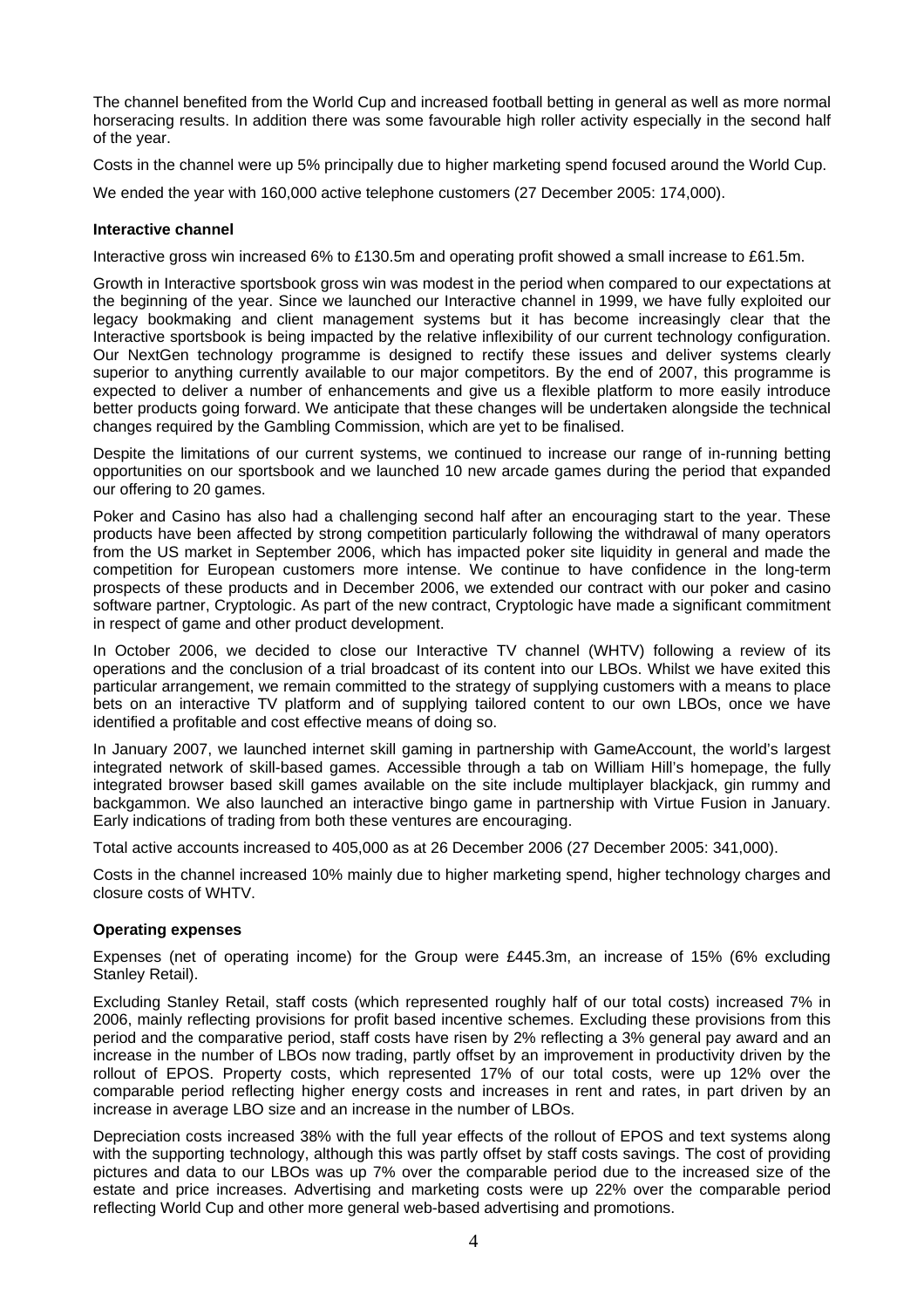The channel benefited from the World Cup and increased football betting in general as well as more normal horseracing results. In addition there was some favourable high roller activity especially in the second half of the year.

Costs in the channel were up 5% principally due to higher marketing spend focused around the World Cup.

We ended the year with 160,000 active telephone customers (27 December 2005: 174,000).

**Interactive channel**

Interactive gross win increased 6% to £130.5m and operating profit showed a small increase to £61.5m.

Growth in Interactive sportsbook gross win was modest in the period when compared to our expectations at the beginning of the year. Since we launched our Interactive channel in 1999, we have fully exploited our legacy bookmaking and client management systems but it has become increasingly clear that the Interactive sportsbook is being impacted by the relative inflexibility of our current technology configuration. Our NextGen technology programme is designed to rectify these issues and deliver systems clearly superior to anything currently available to our major competitors. By the end of 2007, this programme is expected to deliver a number of enhancements and give us a flexible platform to more easily introduce better products going forward. We anticipate that these changes will be undertaken alongside the technical changes required by the Gambling Commission, which are yet to be finalised.

Despite the limitations of our current systems, we continued to increase our range of in-running betting opportunities on our sportsbook and we launched 10 new arcade games during the period that expanded our offering to 20 games.

Poker and Casino has also had a challenging second half after an encouraging start to the year. These products have been affected by strong competition particularly following the withdrawal of many operators from the US market in September 2006, which has impacted poker site liquidity in general and made the competition for European customers more intense. We continue to have confidence in the long-term prospects of these products and in December 2006, we extended our contract with our poker and casino software partner, Cryptologic. As part of the new contract, Cryptologic have made a significant commitment in respect of game and other product development.

In October 2006, we decided to close our Interactive TV channel (WHTV) following a review of its operations and the conclusion of a trial broadcast of its content into our LBOs. Whilst we have exited this particular arrangement, we remain committed to the strategy of supplying customers with a means to place bets on an interactive TV platform and of supplying tailored content to our own LBOs, once we have identified a profitable and cost effective means of doing so.

In January 2007, we launched internet skill gaming in partnership with GameAccount, the world's largest integrated network of skill-based games. Accessible through a tab on William Hill's homepage, the fully integrated browser based skill games available on the site include multiplayer blackjack, gin rummy and backgammon. We also launched an interactive bingo game in partnership with Virtue Fusion in January. Early indications of trading from both these ventures are encouraging.

Total active accounts increased to 405,000 as at 26 December 2006 (27 December 2005: 341,000).

Costs in the channel increased 10% mainly due to higher marketing spend, higher technology charges and closure costs of WHTV.

**Operating expenses**

Expenses (net of operating income) for the Group were £445.3m, an increase of 15% (6% excluding Stanley Retail).

Excluding Stanley Retail, staff costs (which represented roughly half of our total costs) increased 7% in 2006, mainly reflecting provisions for profit based incentive schemes. Excluding these provisions from this period and the comparative period, staff costs have risen by 2% reflecting a 3% general pay award and an increase in the number of LBOs now trading, partly offset by an improvement in productivity driven by the rollout of EPOS. Property costs, which represented 17% of our total costs, were up 12% over the comparable period reflecting higher energy costs and increases in rent and rates, in part driven by an increase in average LBO size and an increase in the number of LBOs.

Depreciation costs increased 38% with the full year effects of the rollout of EPOS and text systems along with the supporting technology, although this was partly offset by staff costs savings. The cost of providing pictures and data to our LBOs was up 7% over the comparable period due to the increased size of the estate and price increases. Advertising and marketing costs were up 22% over the comparable period reflecting World Cup and other more general web-based advertising and promotions.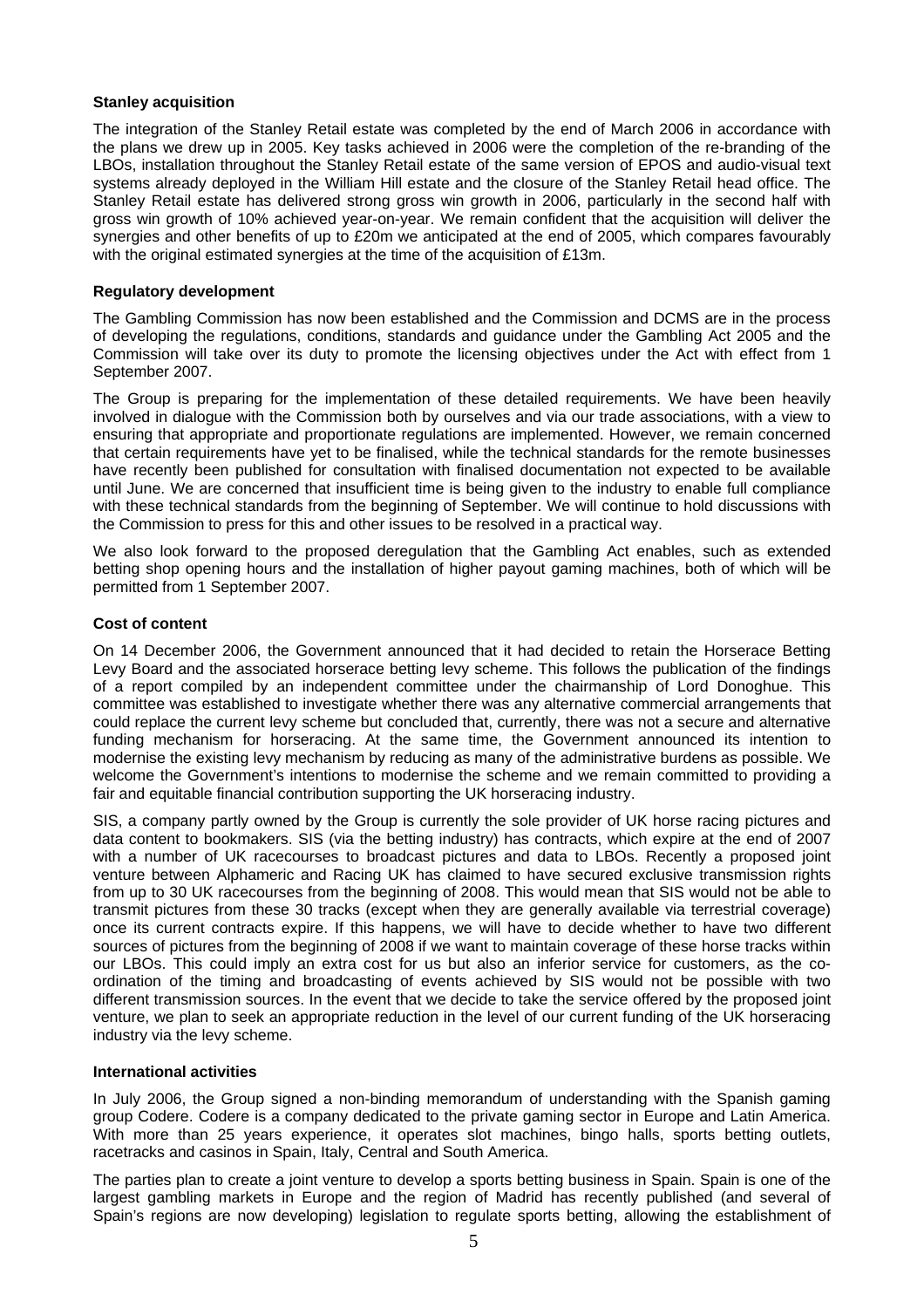**Stanley acquisition**

The integration of the Stanley Retail estate was completed by the end of March 2006 in accordance with the plans we drew up in 2005. Key tasks achieved in 2006 were the completion of the re-branding of the LBOs, installation throughout the Stanley Retail estate of the same version of EPOS and audio-visual text systems already deployed in the William Hill estate and the closure of the Stanley Retail head office. The Stanley Retail estate has delivered strong gross win growth in 2006, particularly in the second half with gross win growth of 10% achieved year-on-year. We remain confident that the acquisition will deliver the synergies and other benefits of up to £20m we anticipated at the end of 2005, which compares favourably with the original estimated synergies at the time of the acquisition of £13m.

**Regulatory development**

The Gambling Commission has now been established and the Commission and DCMS are in the process of developing the regulations, conditions, standards and guidance under the Gambling Act 2005 and the Commission will take over its duty to promote the licensing objectives under the Act with effect from 1 September 2007.

The Group is preparing for the implementation of these detailed requirements. We have been heavily involved in dialogue with the Commission both by ourselves and via our trade associations, with a view to ensuring that appropriate and proportionate regulations are implemented. However, we remain concerned that certain requirements have yet to be finalised, while the technical standards for the remote businesses have recently been published for consultation with finalised documentation not expected to be available until June. We are concerned that insufficient time is being given to the industry to enable full compliance with these technical standards from the beginning of September. We will continue to hold discussions with the Commission to press for this and other issues to be resolved in a practical way.

We also look forward to the proposed deregulation that the Gambling Act enables, such as extended betting shop opening hours and the installation of higher payout gaming machines, both of which will be permitted from 1 September 2007.

**Cost of content**

On 14 December 2006, the Government announced that it had decided to retain the Horserace Betting Levy Board and the associated horserace betting levy scheme. This follows the publication of the findings of a report compiled by an independent committee under the chairmanship of Lord Donoghue. This committee was established to investigate whether there was any alternative commercial arrangements that could replace the current levy scheme but concluded that, currently, there was not a secure and alternative funding mechanism for horseracing. At the same time, the Government announced its intention to modernise the existing levy mechanism by reducing as many of the administrative burdens as possible. We welcome the Government's intentions to modernise the scheme and we remain committed to providing a fair and equitable financial contribution supporting the UK horseracing industry.

SIS, a company partly owned by the Group is currently the sole provider of UK horse racing pictures and data content to bookmakers. SIS (via the betting industry) has contracts, which expire at the end of 2007 with a number of UK racecourses to broadcast pictures and data to LBOs. Recently a proposed joint venture between Alphameric and Racing UK has claimed to have secured exclusive transmission rights from up to 30 UK racecourses from the beginning of 2008. This would mean that SIS would not be able to transmit pictures from these 30 tracks (except when they are generally available via terrestrial coverage) once its current contracts expire. If this happens, we will have to decide whether to have two different sources of pictures from the beginning of 2008 if we want to maintain coverage of these horse tracks within our LBOs. This could imply an extra cost for us but also an inferior service for customers, as the co-ordination of the timing and broadcasting of events achieved by SIS would not be possible with two different transmission sources. In the event that we decide to take the service offered by the proposed joint venture, we plan to seek an appropriate reduction in the level of our current funding of the UK horseracing industry via the levy scheme.

**International activities**

In July 2006, the Group signed a non-binding memorandum of understanding with the Spanish gaming group Codere. Codere is a company dedicated to the private gaming sector in Europe and Latin America. With more than 25 years experience, it operates slot machines, bingo halls, sports betting outlets, racetracks and casinos in Spain, Italy, Central and South America.

The parties plan to create a joint venture to develop a sports betting business in Spain. Spain is one of the largest gambling markets in Europe and the region of Madrid has recently published (and several of Spain's regions are now developing) legislation to regulate sports betting, allowing the establishment of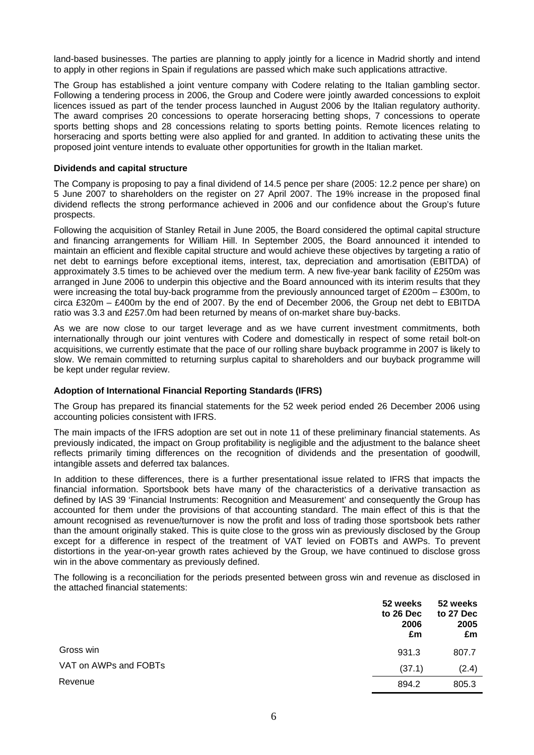land-based businesses. The parties are planning to apply jointly for a licence in Madrid shortly and intend to apply in other regions in Spain if regulations are passed which make such applications attractive.

The Group has established a joint venture company with Codere relating to the Italian gambling sector. Following a tendering process in 2006, the Group and Codere were jointly awarded concessions to exploit licences issued as part of the tender process launched in August 2006 by the Italian regulatory authority. The award comprises 20 concessions to operate horseracing betting shops, 7 concessions to operate sports betting shops and 28 concessions relating to sports betting points. Remote licences relating to horseracing and sports betting were also applied for and granted. In addition to activating these units the proposed joint venture intends to evaluate other opportunities for growth in the Italian market.

**Dividends and capital structure**

The Company is proposing to pay a final dividend of 14.5 pence per share (2005: 12.2 pence per share) on 5 June 2007 to shareholders on the register on 27 April 2007. The 19% increase in the proposed final dividend reflects the strong performance achieved in 2006 and our confidence about the Group's future prospects.

Following the acquisition of Stanley Retail in June 2005, the Board considered the optimal capital structure and financing arrangements for William Hill. In September 2005, the Board announced it intended to maintain an efficient and flexible capital structure and would achieve these objectives by targeting a ratio of net debt to earnings before exceptional items, interest, tax, depreciation and amortisation (EBITDA) of approximately 3.5 times to be achieved over the medium term. A new five-year bank facility of £250m was arranged in June 2006 to underpin this objective and the Board announced with its interim results that they were increasing the total buy-back programme from the previously announced target of £200m – £300m, to circa £320m – £400m by the end of 2007. By the end of December 2006, the Group net debt to EBITDA ratio was 3.3 and £257.0m had been returned by means of on-market share buy-backs.

As we are now close to our target leverage and as we have current investment commitments, both internationally through our joint ventures with Codere and domestically in respect of some retail bolt-on acquisitions, we currently estimate that the pace of our rolling share buyback programme in 2007 is likely to slow. We remain committed to returning surplus capital to shareholders and our buyback programme will be kept under regular review.

**Adoption of International Financial Reporting Standards (IFRS)**

The Group has prepared its financial statements for the 52 week period ended 26 December 2006 using accounting policies consistent with IFRS.

The main impacts of the IFRS adoption are set out in note 11 of these preliminary financial statements. As previously indicated, the impact on Group profitability is negligible and the adjustment to the balance sheet reflects primarily timing differences on the recognition of dividends and the presentation of goodwill, intangible assets and deferred tax balances.

In addition to these differences, there is a further presentational issue related to IFRS that impacts the financial information. Sportsbook bets have many of the characteristics of a derivative transaction as defined by IAS 39 'Financial Instruments: Recognition and Measurement' and consequently the Group has accounted for them under the provisions of that accounting standard. The main effect of this is that the amount recognised as revenue/turnover is now the profit and loss of trading those sportsbook bets rather than the amount originally staked. This is quite close to the gross win as previously disclosed by the Group except for a difference in respect of the treatment of VAT levied on FOBTs and AWPs. To prevent distortions in the year-on-year growth rates achieved by the Group, we have continued to disclose gross win in the above commentary as previously defined.

The following is a reconciliation for the periods presented between gross win and revenue as disclosed in the attached financial statements:

| | **52 weeks to 26 Dec 2006 £m** | **52 weeks to 27 Dec 2005 £m** |
|---|---|---|
| Gross win | 931.3 | 807.7 |
| VAT on AWPs and FOBTs | (37.1) | (2.4) |
| Revenue | 894.2 | 805.3 |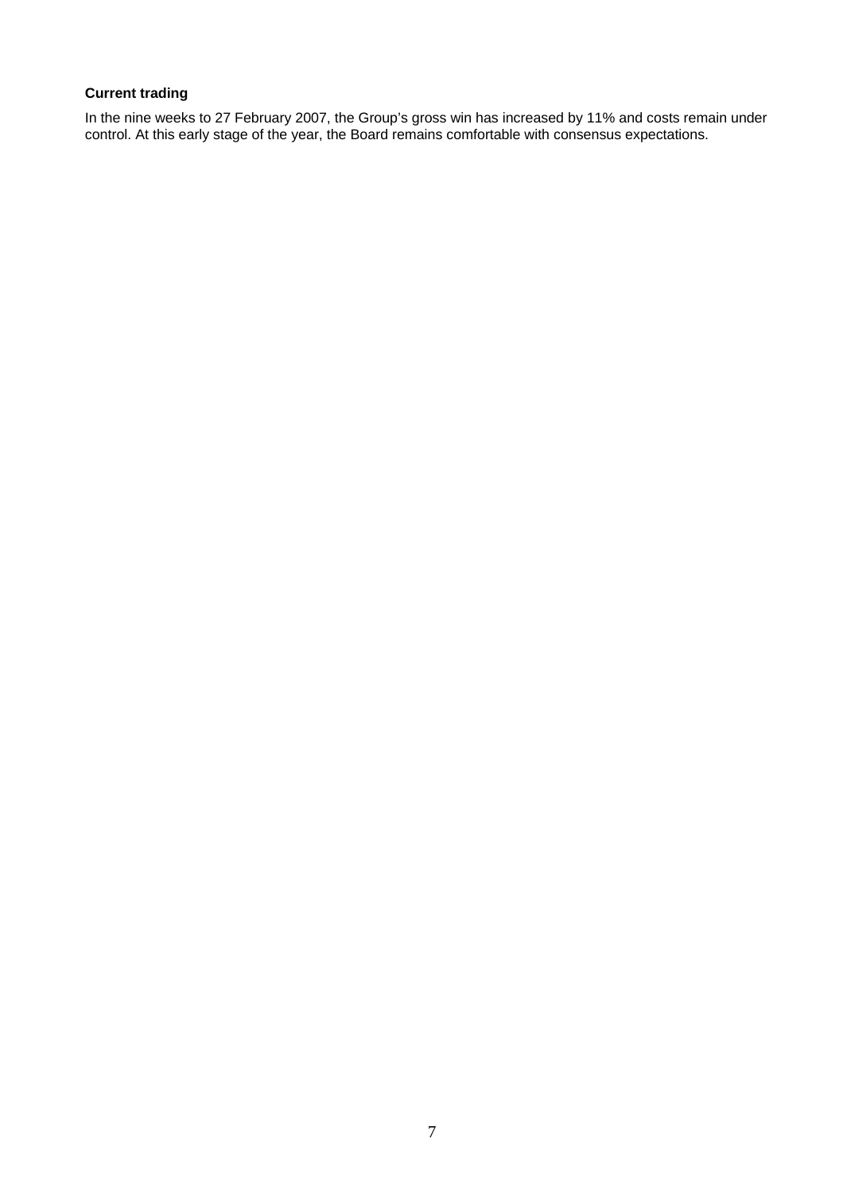**Current trading**

In the nine weeks to 27 February 2007, the Group's gross win has increased by 11% and costs remain under control. At this early stage of the year, the Board remains comfortable with consensus expectations.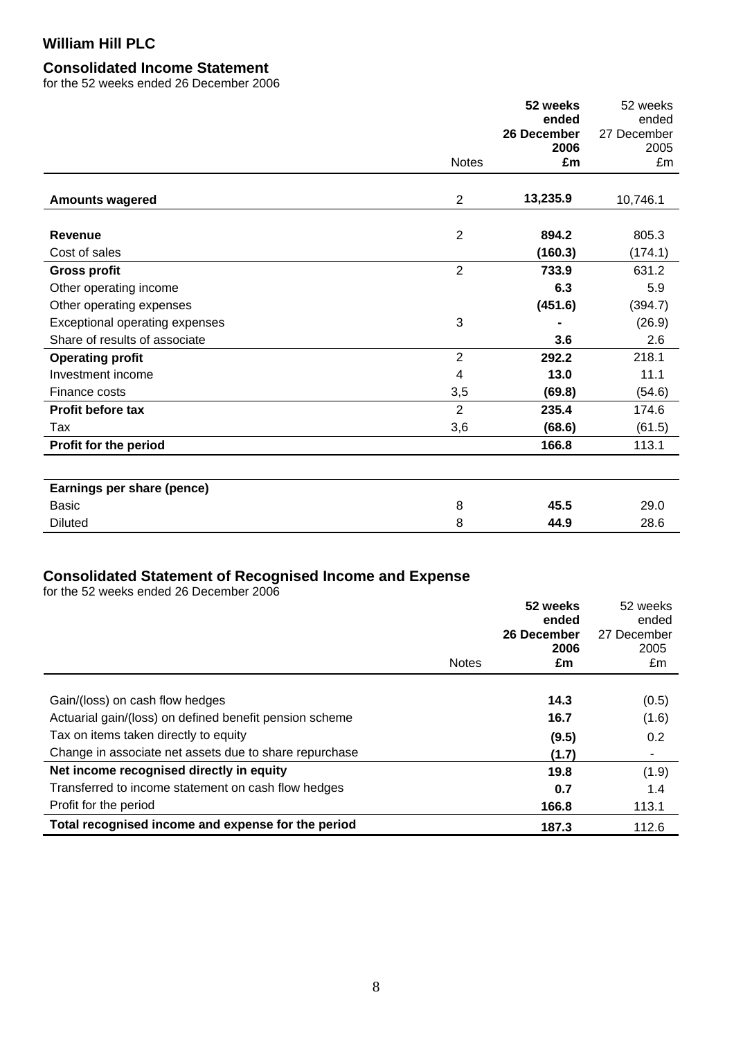# William Hill PLC

## Consolidated Income Statement

for the 52 weeks ended 26 December 2006

| | Notes | **52 weeks ended 26 December 2006 £m** | 52 weeks ended 27 December 2005 £m |
|---|---|---|---|
| **Amounts wagered** | 2 | **13,235.9** | 10,746.1 |
| | | | |
| **Revenue** | 2 | **894.2** | 805.3 |
| Cost of sales | | **(160.3)** | (174.1) |
| **Gross profit** | 2 | **733.9** | 631.2 |
| Other operating income | | **6.3** | 5.9 |
| Other operating expenses | | **(451.6)** | (394.7) |
| Exceptional operating expenses | 3 | **-** | (26.9) |
| Share of results of associate | | **3.6** | 2.6 |
| **Operating profit** | 2 | **292.2** | 218.1 |
| Investment income | 4 | **13.0** | 11.1 |
| Finance costs | 3,5 | **(69.8)** | (54.6) |
| **Profit before tax** | 2 | **235.4** | 174.6 |
| Tax | 3,6 | **(68.6)** | (61.5) |
| **Profit for the period** | | **166.8** | 113.1 |
| | | | |
| **Earnings per share (pence)** | | | |
| Basic | 8 | **45.5** | 29.0 |
| Diluted | 8 | **44.9** | 28.6 |

## Consolidated Statement of Recognised Income and Expense

for the 52 weeks ended 26 December 2006

| | Notes | **52 weeks ended 26 December 2006 £m** | 52 weeks ended 27 December 2005 £m |
|---|---|---|---|
| Gain/(loss) on cash flow hedges | | **14.3** | (0.5) |
| Actuarial gain/(loss) on defined benefit pension scheme | | **16.7** | (1.6) |
| Tax on items taken directly to equity | | **(9.5)** | 0.2 |
| Change in associate net assets due to share repurchase | | **(1.7)** | - |
| **Net income recognised directly in equity** | | **19.8** | (1.9) |
| Transferred to income statement on cash flow hedges | | **0.7** | 1.4 |
| Profit for the period | | **166.8** | 113.1 |
| **Total recognised income and expense for the period** | | **187.3** | 112.6 |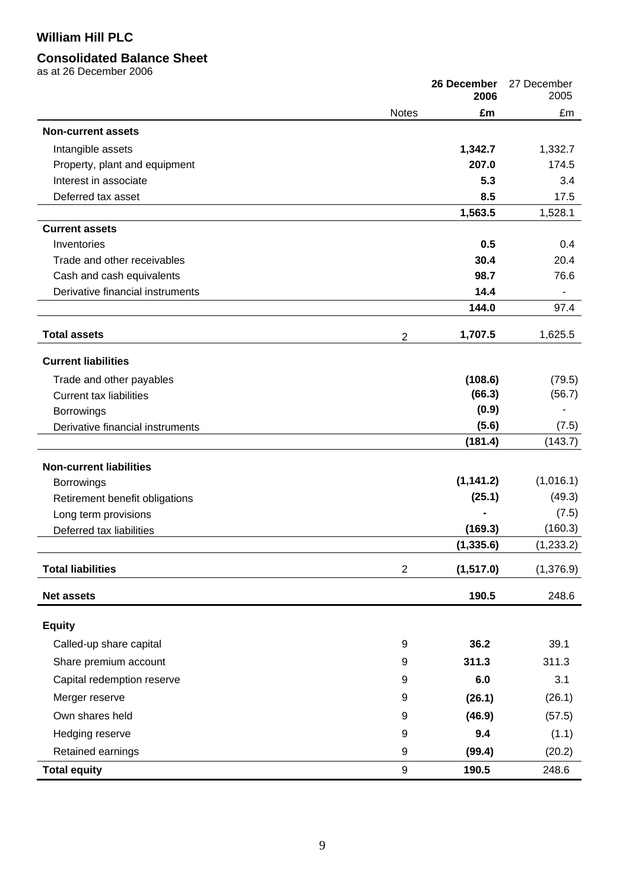**William Hill PLC**

**Consolidated Balance Sheet**

as at 26 December 2006

| | Notes | **26 December 2006 £m** | 27 December 2005 £m |
|---|---|---|---|
| **Non-current assets** | | | |
| Intangible assets | | **1,342.7** | 1,332.7 |
| Property, plant and equipment | | **207.0** | 174.5 |
| Interest in associate | | **5.3** | 3.4 |
| Deferred tax asset | | **8.5** | 17.5 |
| | | **1,563.5** | 1,528.1 |
| **Current assets** | | | |
| Inventories | | **0.5** | 0.4 |
| Trade and other receivables | | **30.4** | 20.4 |
| Cash and cash equivalents | | **98.7** | 76.6 |
| Derivative financial instruments | | **14.4** | - |
| | | **144.0** | 97.4 |
| **Total assets** | 2 | **1,707.5** | 1,625.5 |
| **Current liabilities** | | | |
| Trade and other payables | | **(108.6)** | (79.5) |
| Current tax liabilities | | **(66.3)** | (56.7) |
| Borrowings | | **(0.9)** | - |
| Derivative financial instruments | | **(5.6)** | (7.5) |
| | | **(181.4)** | (143.7) |
| **Non-current liabilities** | | | |
| Borrowings | | **(1,141.2)** | (1,016.1) |
| Retirement benefit obligations | | **(25.1)** | (49.3) |
| Long term provisions | | **-** | (7.5) |
| Deferred tax liabilities | | **(169.3)** | (160.3) |
| | | **(1,335.6)** | (1,233.2) |
| **Total liabilities** | 2 | **(1,517.0)** | (1,376.9) |
| **Net assets** | | **190.5** | 248.6 |
| **Equity** | | | |
| Called-up share capital | 9 | **36.2** | 39.1 |
| Share premium account | 9 | **311.3** | 311.3 |
| Capital redemption reserve | 9 | **6.0** | 3.1 |
| Merger reserve | 9 | **(26.1)** | (26.1) |
| Own shares held | 9 | **(46.9)** | (57.5) |
| Hedging reserve | 9 | **9.4** | (1.1) |
| Retained earnings | 9 | **(99.4)** | (20.2) |
| **Total equity** | 9 | **190.5** | 248.6 |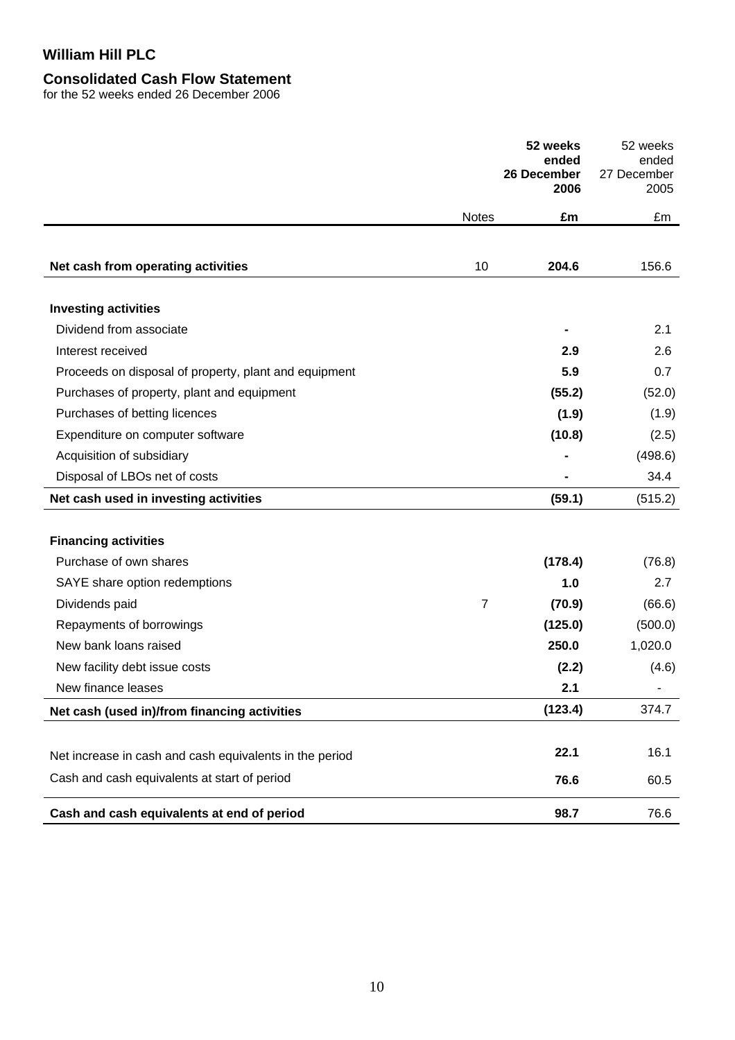**William Hill PLC**

**Consolidated Cash Flow Statement**
for the 52 weeks ended 26 December 2006

| | Notes | **52 weeks ended 26 December 2006** | 52 weeks ended 27 December 2005 |
|---|---|---|---|
| | | **£m** | £m |
| **Net cash from operating activities** | 10 | **204.6** | 156.6 |
| **Investing activities** | | | |
| Dividend from associate | | **-** | 2.1 |
| Interest received | | **2.9** | 2.6 |
| Proceeds on disposal of property, plant and equipment | | **5.9** | 0.7 |
| Purchases of property, plant and equipment | | **(55.2)** | (52.0) |
| Purchases of betting licences | | **(1.9)** | (1.9) |
| Expenditure on computer software | | **(10.8)** | (2.5) |
| Acquisition of subsidiary | | **-** | (498.6) |
| Disposal of LBOs net of costs | | **-** | 34.4 |
| **Net cash used in investing activities** | | **(59.1)** | (515.2) |
| **Financing activities** | | | |
| Purchase of own shares | | **(178.4)** | (76.8) |
| SAYE share option redemptions | | **1.0** | 2.7 |
| Dividends paid | 7 | **(70.9)** | (66.6) |
| Repayments of borrowings | | **(125.0)** | (500.0) |
| New bank loans raised | | **250.0** | 1,020.0 |
| New facility debt issue costs | | **(2.2)** | (4.6) |
| New finance leases | | **2.1** | - |
| **Net cash (used in)/from financing activities** | | **(123.4)** | 374.7 |
| Net increase in cash and cash equivalents in the period | | **22.1** | 16.1 |
| Cash and cash equivalents at start of period | | **76.6** | 60.5 |
| **Cash and cash equivalents at end of period** | | **98.7** | 76.6 |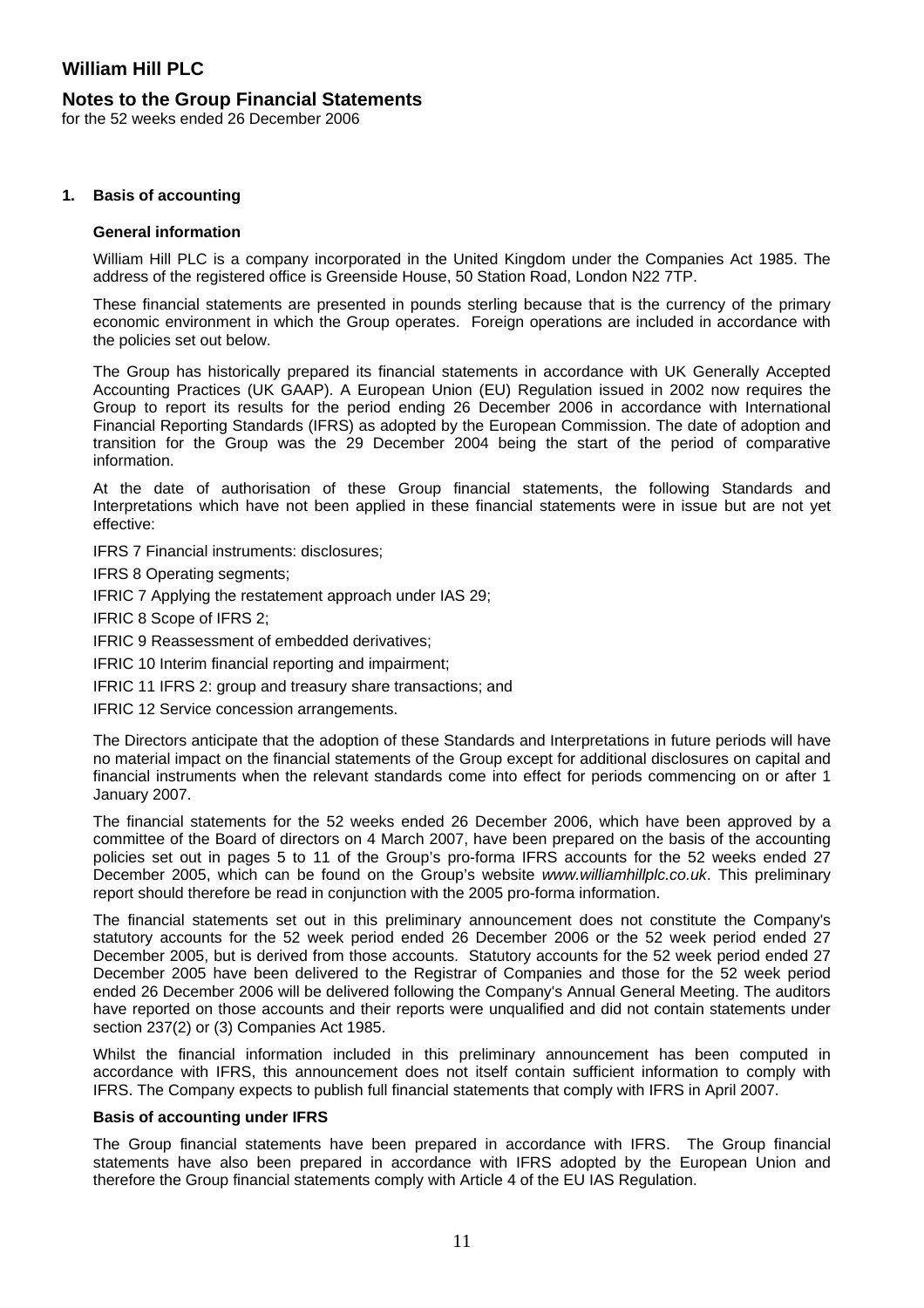# William Hill PLC

## Notes to the Group Financial Statements

for the 52 weeks ended 26 December 2006

### 1. Basis of accounting

**General information**

William Hill PLC is a company incorporated in the United Kingdom under the Companies Act 1985. The address of the registered office is Greenside House, 50 Station Road, London N22 7TP.

These financial statements are presented in pounds sterling because that is the currency of the primary economic environment in which the Group operates. Foreign operations are included in accordance with the policies set out below.

The Group has historically prepared its financial statements in accordance with UK Generally Accepted Accounting Practices (UK GAAP). A European Union (EU) Regulation issued in 2002 now requires the Group to report its results for the period ending 26 December 2006 in accordance with International Financial Reporting Standards (IFRS) as adopted by the European Commission. The date of adoption and transition for the Group was the 29 December 2004 being the start of the period of comparative information.

At the date of authorisation of these Group financial statements, the following Standards and Interpretations which have not been applied in these financial statements were in issue but are not yet effective:

IFRS 7 Financial instruments: disclosures;

IFRS 8 Operating segments;

IFRIC 7 Applying the restatement approach under IAS 29;

IFRIC 8 Scope of IFRS 2;

IFRIC 9 Reassessment of embedded derivatives;

IFRIC 10 Interim financial reporting and impairment;

IFRIC 11 IFRS 2: group and treasury share transactions; and

IFRIC 12 Service concession arrangements.

The Directors anticipate that the adoption of these Standards and Interpretations in future periods will have no material impact on the financial statements of the Group except for additional disclosures on capital and financial instruments when the relevant standards come into effect for periods commencing on or after 1 January 2007.

The financial statements for the 52 weeks ended 26 December 2006, which have been approved by a committee of the Board of directors on 4 March 2007, have been prepared on the basis of the accounting policies set out in pages 5 to 11 of the Group's pro-forma IFRS accounts for the 52 weeks ended 27 December 2005, which can be found on the Group's website *www.williamhillplc.co.uk*. This preliminary report should therefore be read in conjunction with the 2005 pro-forma information.

The financial statements set out in this preliminary announcement does not constitute the Company's statutory accounts for the 52 week period ended 26 December 2006 or the 52 week period ended 27 December 2005, but is derived from those accounts. Statutory accounts for the 52 week period ended 27 December 2005 have been delivered to the Registrar of Companies and those for the 52 week period ended 26 December 2006 will be delivered following the Company's Annual General Meeting. The auditors have reported on those accounts and their reports were unqualified and did not contain statements under section 237(2) or (3) Companies Act 1985.

Whilst the financial information included in this preliminary announcement has been computed in accordance with IFRS, this announcement does not itself contain sufficient information to comply with IFRS. The Company expects to publish full financial statements that comply with IFRS in April 2007.

**Basis of accounting under IFRS**

The Group financial statements have been prepared in accordance with IFRS. The Group financial statements have also been prepared in accordance with IFRS adopted by the European Union and therefore the Group financial statements comply with Article 4 of the EU IAS Regulation.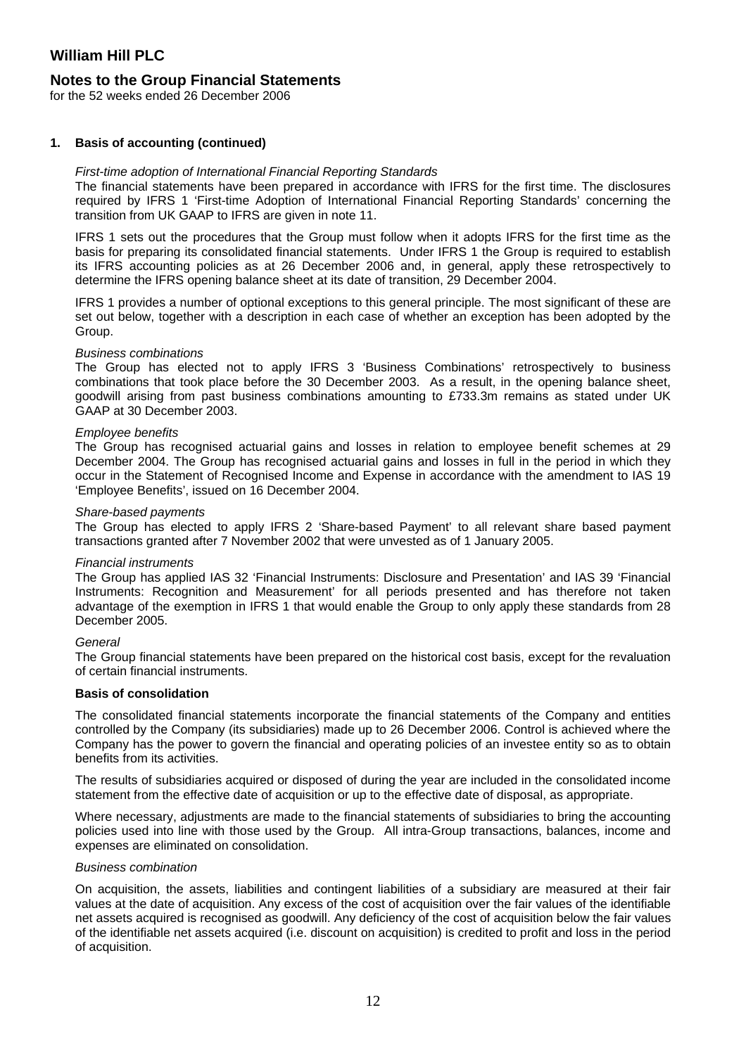# William Hill PLC

## Notes to the Group Financial Statements

for the 52 weeks ended 26 December 2006

### 1. Basis of accounting (continued)

*First-time adoption of International Financial Reporting Standards*

The financial statements have been prepared in accordance with IFRS for the first time. The disclosures required by IFRS 1 'First-time Adoption of International Financial Reporting Standards' concerning the transition from UK GAAP to IFRS are given in note 11.

IFRS 1 sets out the procedures that the Group must follow when it adopts IFRS for the first time as the basis for preparing its consolidated financial statements. Under IFRS 1 the Group is required to establish its IFRS accounting policies as at 26 December 2006 and, in general, apply these retrospectively to determine the IFRS opening balance sheet at its date of transition, 29 December 2004.

IFRS 1 provides a number of optional exceptions to this general principle. The most significant of these are set out below, together with a description in each case of whether an exception has been adopted by the Group.

*Business combinations*

The Group has elected not to apply IFRS 3 'Business Combinations' retrospectively to business combinations that took place before the 30 December 2003. As a result, in the opening balance sheet, goodwill arising from past business combinations amounting to £733.3m remains as stated under UK GAAP at 30 December 2003.

*Employee benefits*

The Group has recognised actuarial gains and losses in relation to employee benefit schemes at 29 December 2004. The Group has recognised actuarial gains and losses in full in the period in which they occur in the Statement of Recognised Income and Expense in accordance with the amendment to IAS 19 'Employee Benefits', issued on 16 December 2004.

*Share-based payments*

The Group has elected to apply IFRS 2 'Share-based Payment' to all relevant share based payment transactions granted after 7 November 2002 that were unvested as of 1 January 2005.

*Financial instruments*

The Group has applied IAS 32 'Financial Instruments: Disclosure and Presentation' and IAS 39 'Financial Instruments: Recognition and Measurement' for all periods presented and has therefore not taken advantage of the exemption in IFRS 1 that would enable the Group to only apply these standards from 28 December 2005.

*General*

The Group financial statements have been prepared on the historical cost basis, except for the revaluation of certain financial instruments.

**Basis of consolidation**

The consolidated financial statements incorporate the financial statements of the Company and entities controlled by the Company (its subsidiaries) made up to 26 December 2006. Control is achieved where the Company has the power to govern the financial and operating policies of an investee entity so as to obtain benefits from its activities.

The results of subsidiaries acquired or disposed of during the year are included in the consolidated income statement from the effective date of acquisition or up to the effective date of disposal, as appropriate.

Where necessary, adjustments are made to the financial statements of subsidiaries to bring the accounting policies used into line with those used by the Group. All intra-Group transactions, balances, income and expenses are eliminated on consolidation.

*Business combination*

On acquisition, the assets, liabilities and contingent liabilities of a subsidiary are measured at their fair values at the date of acquisition. Any excess of the cost of acquisition over the fair values of the identifiable net assets acquired is recognised as goodwill. Any deficiency of the cost of acquisition below the fair values of the identifiable net assets acquired (i.e. discount on acquisition) is credited to profit and loss in the period of acquisition.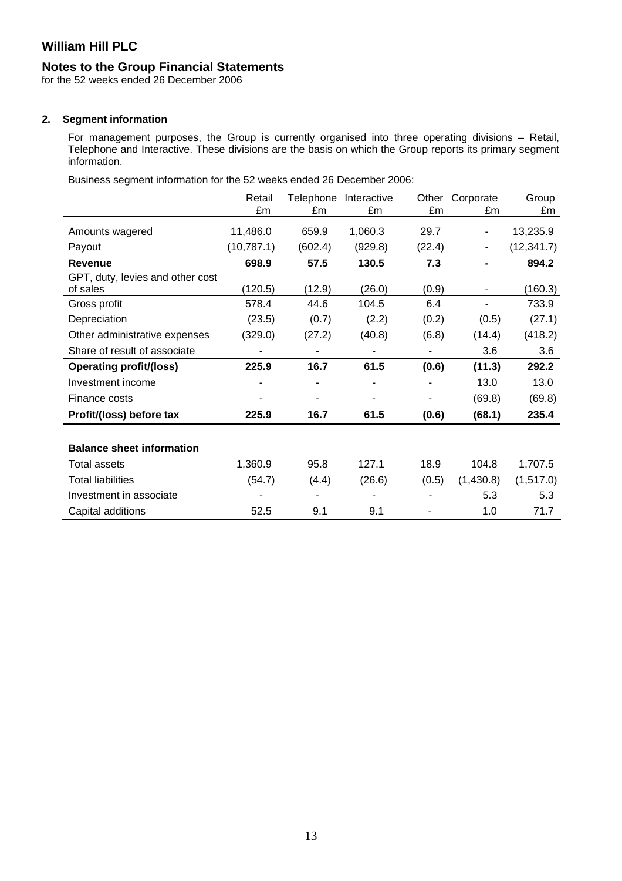# William Hill PLC

## Notes to the Group Financial Statements

for the 52 weeks ended 26 December 2006

### 2. Segment information

For management purposes, the Group is currently organised into three operating divisions – Retail, Telephone and Interactive. These divisions are the basis on which the Group reports its primary segment information.

Business segment information for the 52 weeks ended 26 December 2006:

| | Retail £m | Telephone £m | Interactive £m | Other £m | Corporate £m | Group £m |
|---|---|---|---|---|---|---|
| Amounts wagered | 11,486.0 | 659.9 | 1,060.3 | 29.7 | - | 13,235.9 |
| Payout | (10,787.1) | (602.4) | (929.8) | (22.4) | - | (12,341.7) |
| **Revenue** | **698.9** | **57.5** | **130.5** | **7.3** | **-** | **894.2** |
| GPT, duty, levies and other cost of sales | (120.5) | (12.9) | (26.0) | (0.9) | - | (160.3) |
| Gross profit | 578.4 | 44.6 | 104.5 | 6.4 | - | 733.9 |
| Depreciation | (23.5) | (0.7) | (2.2) | (0.2) | (0.5) | (27.1) |
| Other administrative expenses | (329.0) | (27.2) | (40.8) | (6.8) | (14.4) | (418.2) |
| Share of result of associate | - | - | - | - | 3.6 | 3.6 |
| **Operating profit/(loss)** | **225.9** | **16.7** | **61.5** | **(0.6)** | **(11.3)** | **292.2** |
| Investment income | - | - | - | - | 13.0 | 13.0 |
| Finance costs | - | - | - | - | (69.8) | (69.8) |
| **Profit/(loss) before tax** | **225.9** | **16.7** | **61.5** | **(0.6)** | **(68.1)** | **235.4** |
| | | | | | | |
| **Balance sheet information** | | | | | | |
| Total assets | 1,360.9 | 95.8 | 127.1 | 18.9 | 104.8 | 1,707.5 |
| Total liabilities | (54.7) | (4.4) | (26.6) | (0.5) | (1,430.8) | (1,517.0) |
| Investment in associate | - | - | - | - | 5.3 | 5.3 |
| Capital additions | 52.5 | 9.1 | 9.1 | - | 1.0 | 71.7 |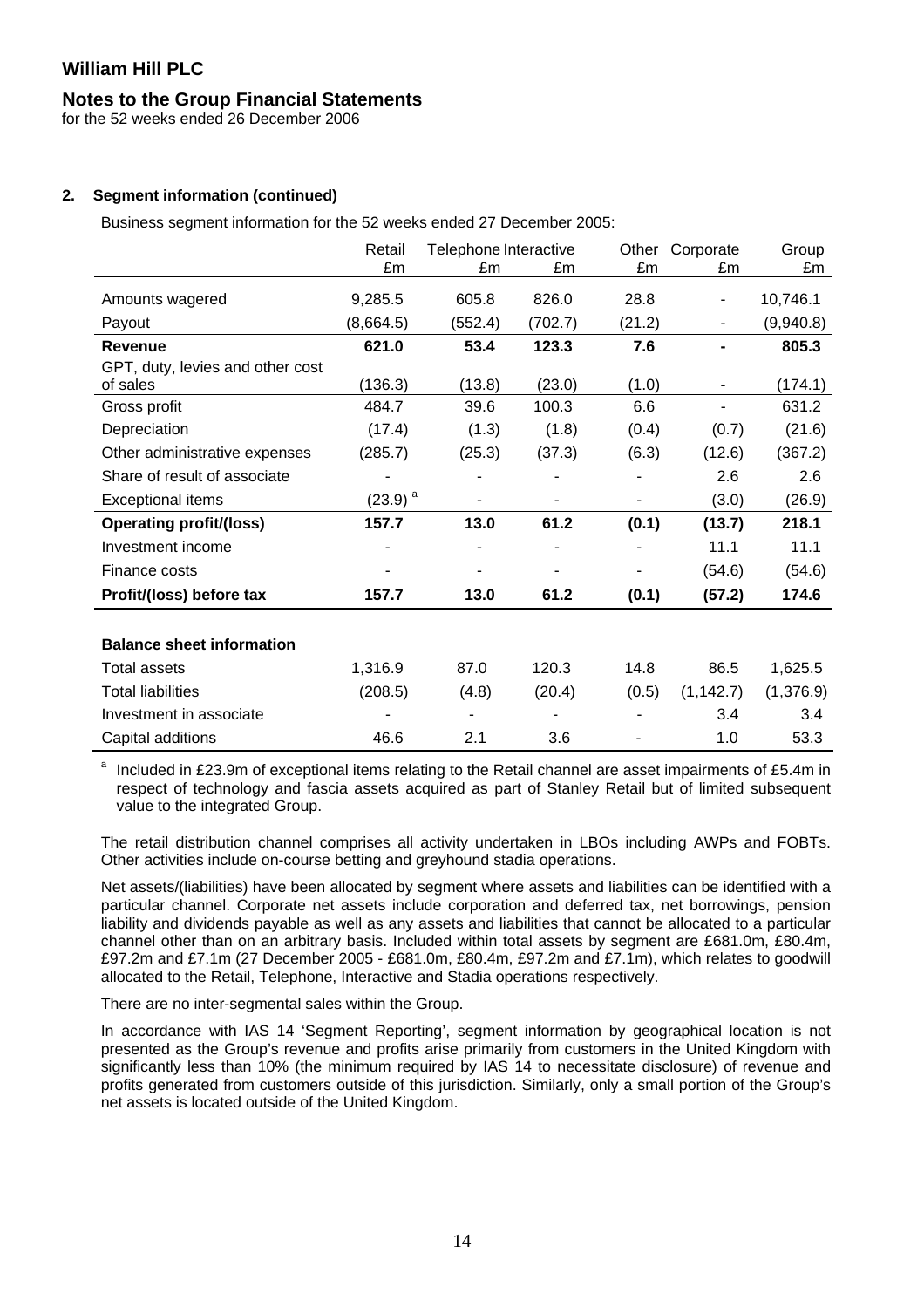**William Hill PLC**

**Notes to the Group Financial Statements**
for the 52 weeks ended 26 December 2006

**2. Segment information (continued)**

Business segment information for the 52 weeks ended 27 December 2005:

| | Retail £m | Telephone £m | Interactive £m | Other £m | Corporate £m | Group £m |
|---|---|---|---|---|---|---|
| Amounts wagered | 9,285.5 | 605.8 | 826.0 | 28.8 | - | 10,746.1 |
| Payout | (8,664.5) | (552.4) | (702.7) | (21.2) | - | (9,940.8) |
| **Revenue** | **621.0** | **53.4** | **123.3** | **7.6** | **-** | **805.3** |
| GPT, duty, levies and other cost of sales | (136.3) | (13.8) | (23.0) | (1.0) | - | (174.1) |
| Gross profit | 484.7 | 39.6 | 100.3 | 6.6 | - | 631.2 |
| Depreciation | (17.4) | (1.3) | (1.8) | (0.4) | (0.7) | (21.6) |
| Other administrative expenses | (285.7) | (25.3) | (37.3) | (6.3) | (12.6) | (367.2) |
| Share of result of associate | - | - | - | - | 2.6 | 2.6 |
| Exceptional items | (23.9) [a] | - | - | - | (3.0) | (26.9) |
| **Operating profit/(loss)** | **157.7** | **13.0** | **61.2** | **(0.1)** | **(13.7)** | **218.1** |
| Investment income | - | - | - | - | 11.1 | 11.1 |
| Finance costs | - | - | - | - | (54.6) | (54.6) |
| **Profit/(loss) before tax** | **157.7** | **13.0** | **61.2** | **(0.1)** | **(57.2)** | **174.6** |
| | | | | | | |
| **Balance sheet information** | | | | | | |
| Total assets | 1,316.9 | 87.0 | 120.3 | 14.8 | 86.5 | 1,625.5 |
| Total liabilities | (208.5) | (4.8) | (20.4) | (0.5) | (1,142.7) | (1,376.9) |
| Investment in associate | - | - | - | - | 3.4 | 3.4 |
| Capital additions | 46.6 | 2.1 | 3.6 | - | 1.0 | 53.3 |

[a] Included in £23.9m of exceptional items relating to the Retail channel are asset impairments of £5.4m in respect of technology and fascia assets acquired as part of Stanley Retail but of limited subsequent value to the integrated Group.

The retail distribution channel comprises all activity undertaken in LBOs including AWPs and FOBTs. Other activities include on-course betting and greyhound stadia operations.

Net assets/(liabilities) have been allocated by segment where assets and liabilities can be identified with a particular channel. Corporate net assets include corporation and deferred tax, net borrowings, pension liability and dividends payable as well as any assets and liabilities that cannot be allocated to a particular channel other than on an arbitrary basis. Included within total assets by segment are £681.0m, £80.4m, £97.2m and £7.1m (27 December 2005 - £681.0m, £80.4m, £97.2m and £7.1m), which relates to goodwill allocated to the Retail, Telephone, Interactive and Stadia operations respectively.

There are no inter-segmental sales within the Group.

In accordance with IAS 14 'Segment Reporting', segment information by geographical location is not presented as the Group's revenue and profits arise primarily from customers in the United Kingdom with significantly less than 10% (the minimum required by IAS 14 to necessitate disclosure) of revenue and profits generated from customers outside of this jurisdiction. Similarly, only a small portion of the Group's net assets is located outside of the United Kingdom.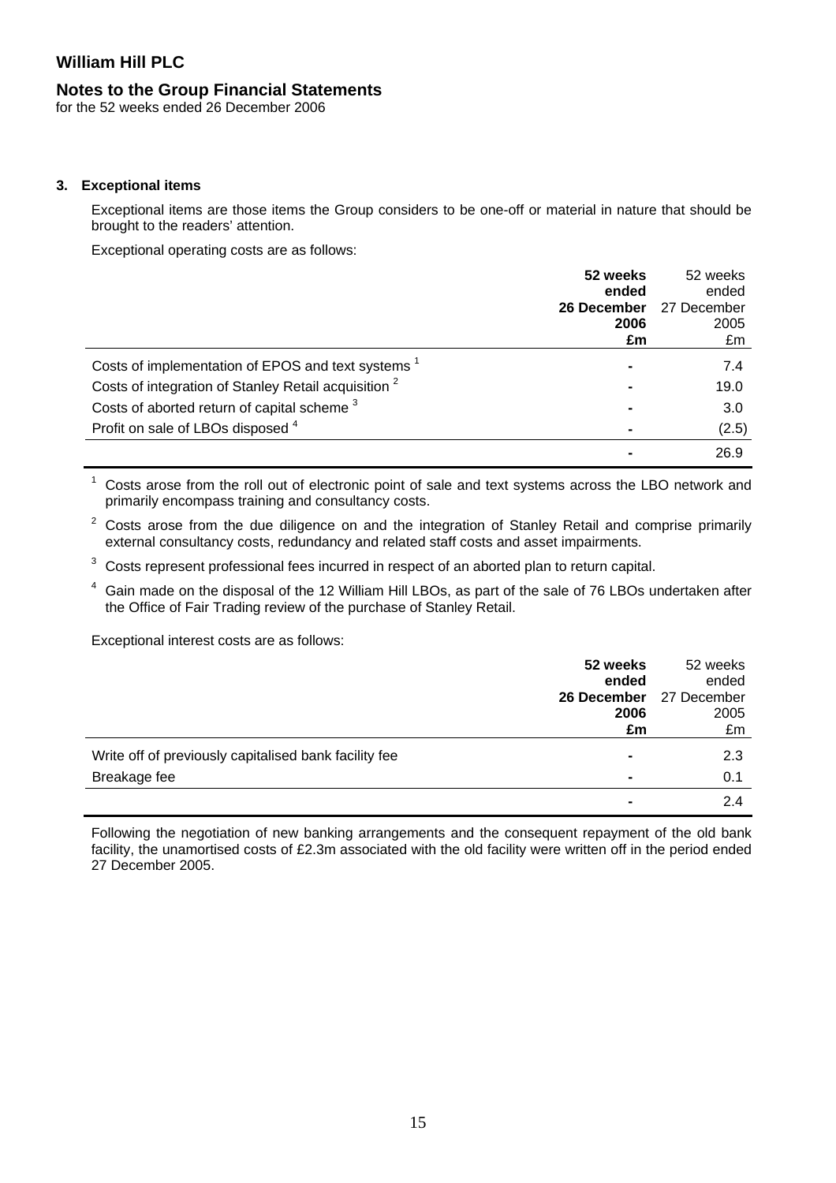# William Hill PLC

## Notes to the Group Financial Statements

for the 52 weeks ended 26 December 2006

### 3. Exceptional items

Exceptional items are those items the Group considers to be one-off or material in nature that should be brought to the readers' attention.

Exceptional operating costs are as follows:

| | **52 weeks ended 26 December 2006 £m** | 52 weeks ended 27 December 2005 £m |
|---|---|---|
| Costs of implementation of EPOS and text systems [1] | - | 7.4 |
| Costs of integration of Stanley Retail acquisition [2] | - | 19.0 |
| Costs of aborted return of capital scheme [3] | - | 3.0 |
| Profit on sale of LBOs disposed [4] | - | (2.5) |
| | - | 26.9 |

[1] Costs arose from the roll out of electronic point of sale and text systems across the LBO network and primarily encompass training and consultancy costs.

[2] Costs arose from the due diligence on and the integration of Stanley Retail and comprise primarily external consultancy costs, redundancy and related staff costs and asset impairments.

[3] Costs represent professional fees incurred in respect of an aborted plan to return capital.

[4] Gain made on the disposal of the 12 William Hill LBOs, as part of the sale of 76 LBOs undertaken after the Office of Fair Trading review of the purchase of Stanley Retail.

Exceptional interest costs are as follows:

| | **52 weeks ended 26 December 2006 £m** | 52 weeks ended 27 December 2005 £m |
|---|---|---|
| Write off of previously capitalised bank facility fee | - | 2.3 |
| Breakage fee | - | 0.1 |
| | - | 2.4 |

Following the negotiation of new banking arrangements and the consequent repayment of the old bank facility, the unamortised costs of £2.3m associated with the old facility were written off in the period ended 27 December 2005.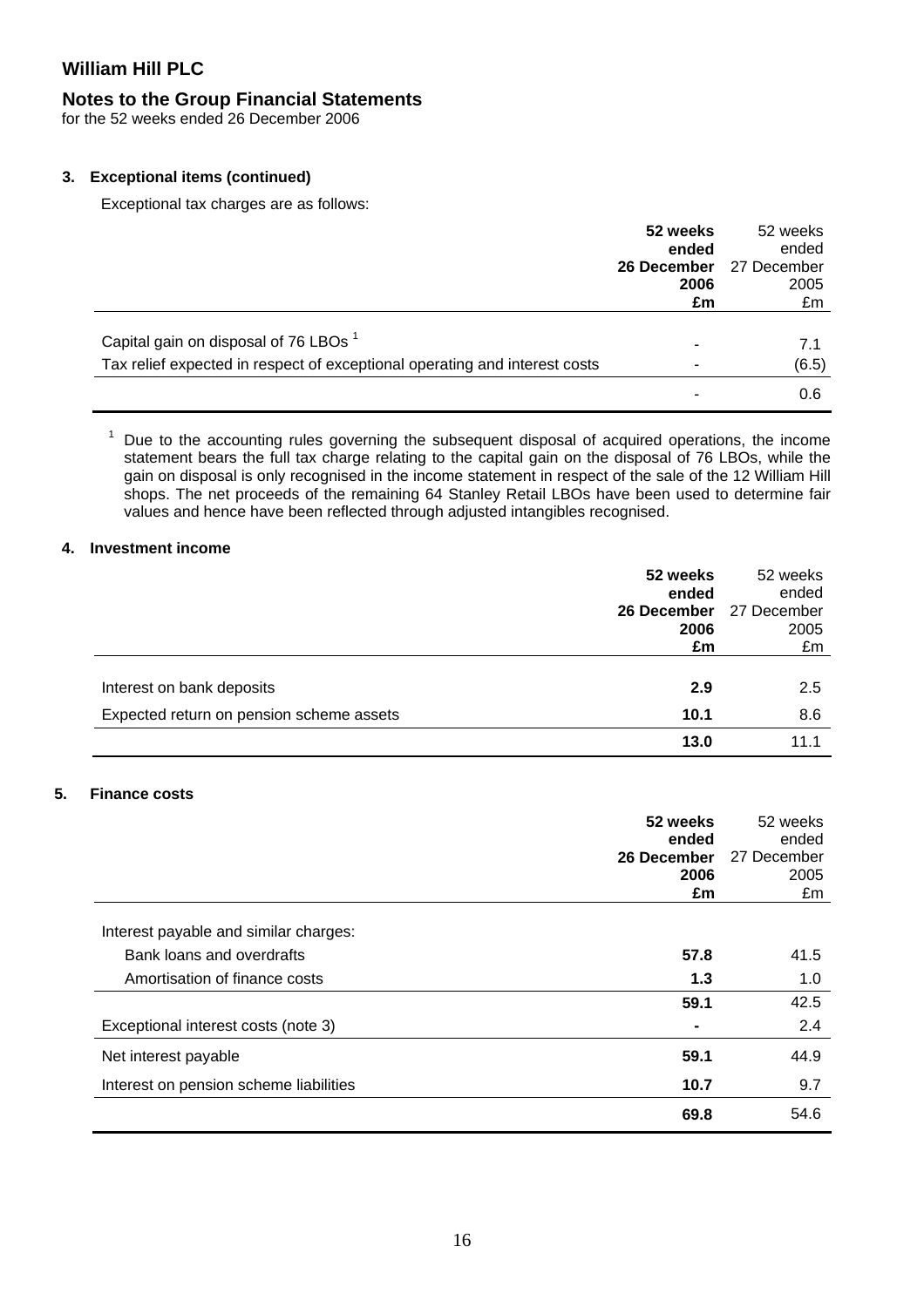# William Hill PLC

## Notes to the Group Financial Statements

for the 52 weeks ended 26 December 2006

### 3. Exceptional items (continued)

Exceptional tax charges are as follows:

| | **52 weeks ended 26 December 2006 £m** | 52 weeks ended 27 December 2005 £m |
|---|---|---|
| Capital gain on disposal of 76 LBOs [1] | - | 7.1 |
| Tax relief expected in respect of exceptional operating and interest costs | - | (6.5) |
| | - | 0.6 |

[1] Due to the accounting rules governing the subsequent disposal of acquired operations, the income statement bears the full tax charge relating to the capital gain on the disposal of 76 LBOs, while the gain on disposal is only recognised in the income statement in respect of the sale of the 12 William Hill shops. The net proceeds of the remaining 64 Stanley Retail LBOs have been used to determine fair values and hence have been reflected through adjusted intangibles recognised.

### 4. Investment income

| | **52 weeks ended 26 December 2006 £m** | 52 weeks ended 27 December 2005 £m |
|---|---|---|
| Interest on bank deposits | **2.9** | 2.5 |
| Expected return on pension scheme assets | **10.1** | 8.6 |
| | **13.0** | 11.1 |

### 5. Finance costs

| | **52 weeks ended 26 December 2006 £m** | 52 weeks ended 27 December 2005 £m |
|---|---|---|
| Interest payable and similar charges: | | |
| Bank loans and overdrafts | **57.8** | 41.5 |
| Amortisation of finance costs | **1.3** | 1.0 |
| | **59.1** | 42.5 |
| Exceptional interest costs (note 3) | **-** | 2.4 |
| Net interest payable | **59.1** | 44.9 |
| Interest on pension scheme liabilities | **10.7** | 9.7 |
| | **69.8** | 54.6 |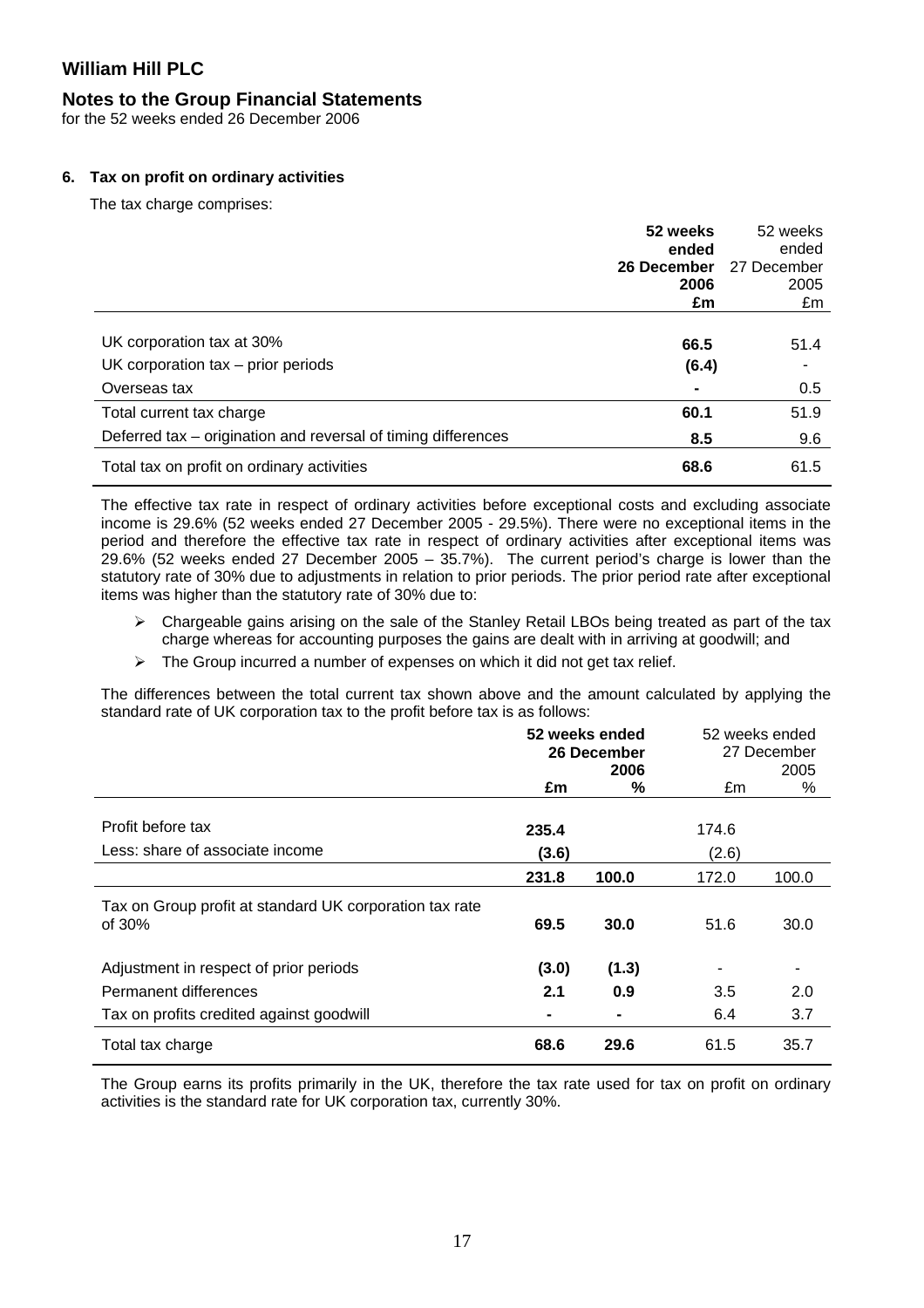William Hill PLC

## Notes to the Group Financial Statements

for the 52 weeks ended 26 December 2006

### 6. Tax on profit on ordinary activities

The tax charge comprises:

| | 52 weeks ended 26 December 2006 £m | 52 weeks ended 27 December 2005 £m |
|---|---|---|
| UK corporation tax at 30% | **66.5** | 51.4 |
| UK corporation tax – prior periods | **(6.4)** | - |
| Overseas tax | **-** | 0.5 |
| Total current tax charge | **60.1** | 51.9 |
| Deferred tax – origination and reversal of timing differences | **8.5** | 9.6 |
| Total tax on profit on ordinary activities | **68.6** | 61.5 |

The effective tax rate in respect of ordinary activities before exceptional costs and excluding associate income is 29.6% (52 weeks ended 27 December 2005 - 29.5%). There were no exceptional items in the period and therefore the effective tax rate in respect of ordinary activities after exceptional items was 29.6% (52 weeks ended 27 December 2005 – 35.7%). The current period's charge is lower than the statutory rate of 30% due to adjustments in relation to prior periods. The prior period rate after exceptional items was higher than the statutory rate of 30% due to:

- Chargeable gains arising on the sale of the Stanley Retail LBOs being treated as part of the tax charge whereas for accounting purposes the gains are dealt with in arriving at goodwill; and
- The Group incurred a number of expenses on which it did not get tax relief.

The differences between the total current tax shown above and the amount calculated by applying the standard rate of UK corporation tax to the profit before tax is as follows:

| | 52 weeks ended 26 December 2006 £m | 52 weeks ended 26 December 2006 % | 52 weeks ended 27 December 2005 £m | 52 weeks ended 27 December 2005 % |
|---|---|---|---|---|
| Profit before tax | **235.4** | | 174.6 | |
| Less: share of associate income | **(3.6)** | | (2.6) | |
| | **231.8** | **100.0** | 172.0 | 100.0 |
| Tax on Group profit at standard UK corporation tax rate of 30% | **69.5** | **30.0** | 51.6 | 30.0 |
| Adjustment in respect of prior periods | **(3.0)** | **(1.3)** | - | - |
| Permanent differences | **2.1** | **0.9** | 3.5 | 2.0 |
| Tax on profits credited against goodwill | **-** | **-** | 6.4 | 3.7 |
| Total tax charge | **68.6** | **29.6** | 61.5 | 35.7 |

The Group earns its profits primarily in the UK, therefore the tax rate used for tax on profit on ordinary activities is the standard rate for UK corporation tax, currently 30%.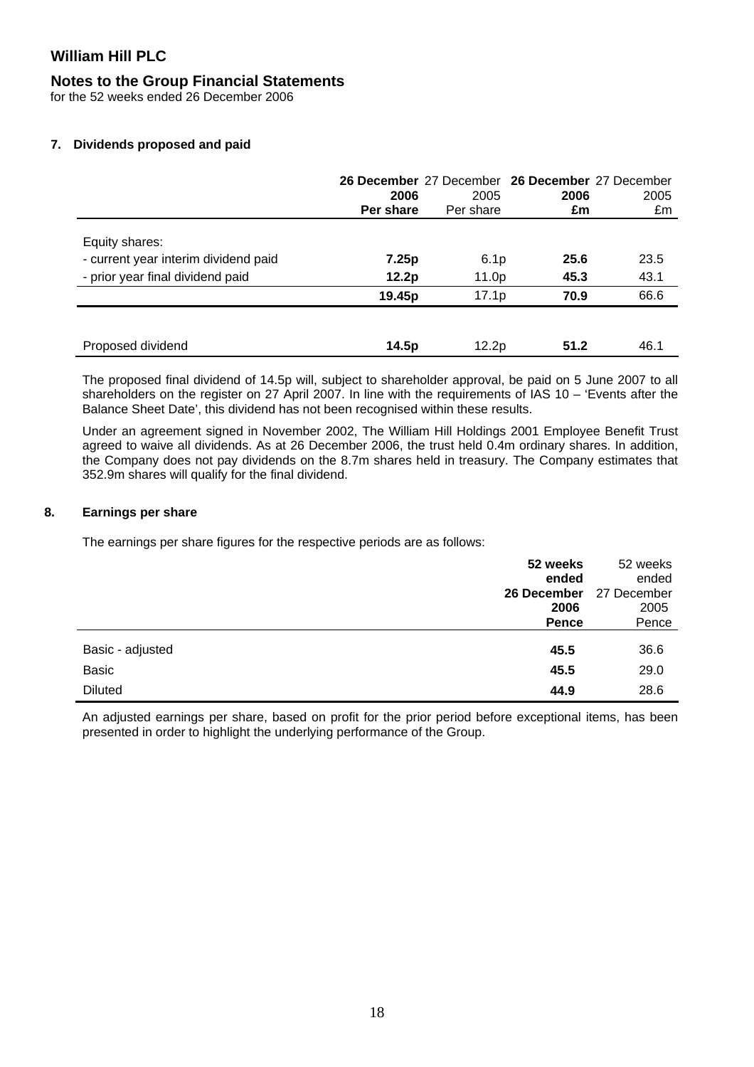# William Hill PLC

## Notes to the Group Financial Statements

for the 52 weeks ended 26 December 2006

### 7. Dividends proposed and paid

| | **26 December 2006 Per share** | 27 December 2005 Per share | **26 December 2006 £m** | 27 December 2005 £m |
|---|---|---|---|---|
| Equity shares: | | | | |
| - current year interim dividend paid | **7.25p** | 6.1p | **25.6** | 23.5 |
| - prior year final dividend paid | **12.2p** | 11.0p | **45.3** | 43.1 |
| | **19.45p** | 17.1p | **70.9** | 66.6 |
| | | | | |
| Proposed dividend | **14.5p** | 12.2p | **51.2** | 46.1 |

The proposed final dividend of 14.5p will, subject to shareholder approval, be paid on 5 June 2007 to all shareholders on the register on 27 April 2007. In line with the requirements of IAS 10 – 'Events after the Balance Sheet Date', this dividend has not been recognised within these results.

Under an agreement signed in November 2002, The William Hill Holdings 2001 Employee Benefit Trust agreed to waive all dividends. As at 26 December 2006, the trust held 0.4m ordinary shares. In addition, the Company does not pay dividends on the 8.7m shares held in treasury. The Company estimates that 352.9m shares will qualify for the final dividend.

### 8. Earnings per share

The earnings per share figures for the respective periods are as follows:

| | **52 weeks ended 26 December 2006 Pence** | 52 weeks ended 27 December 2005 Pence |
|---|---|---|
| Basic - adjusted | **45.5** | 36.6 |
| Basic | **45.5** | 29.0 |
| Diluted | **44.9** | 28.6 |

An adjusted earnings per share, based on profit for the prior period before exceptional items, has been presented in order to highlight the underlying performance of the Group.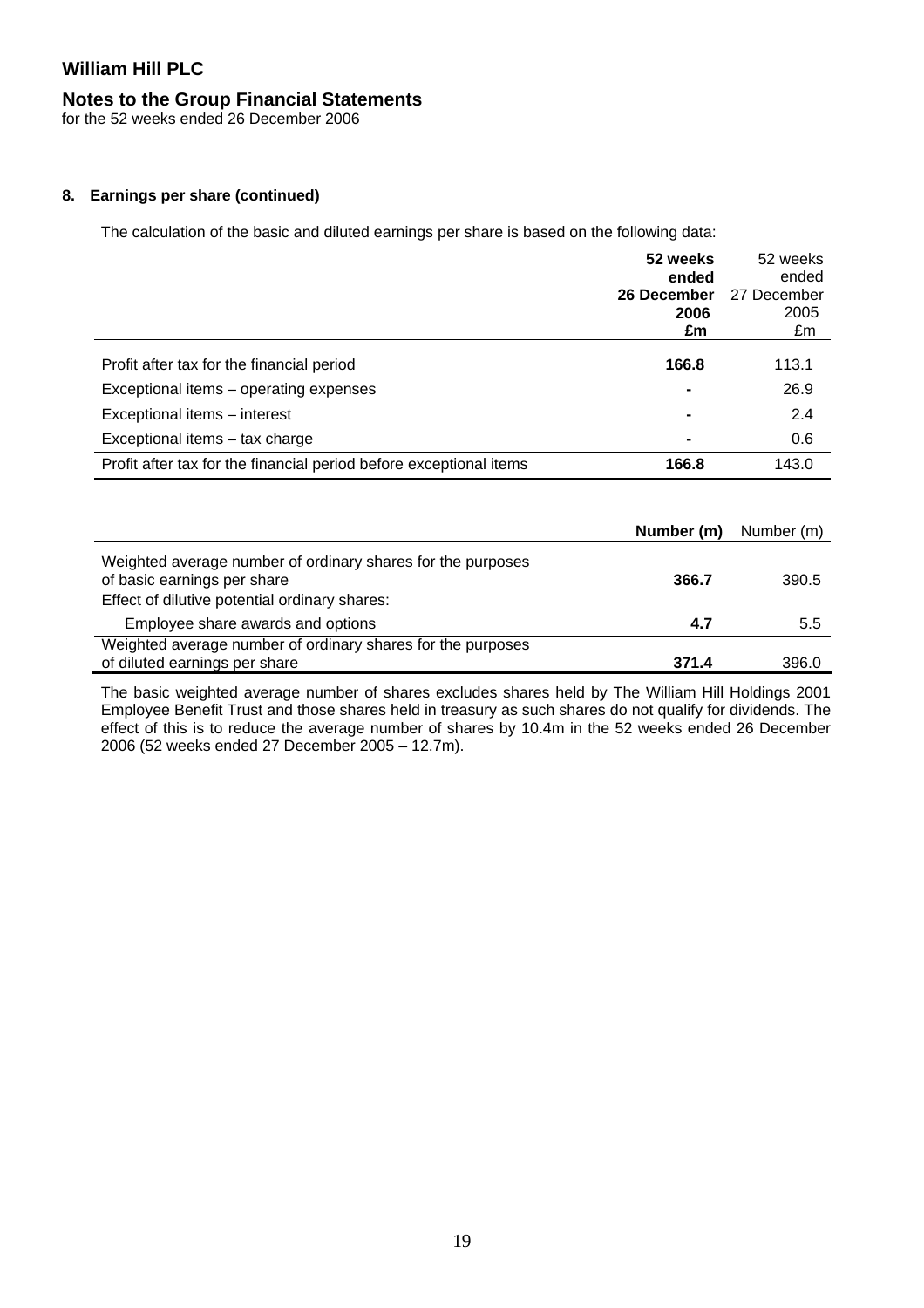# William Hill PLC

## Notes to the Group Financial Statements

for the 52 weeks ended 26 December 2006

### 8. Earnings per share (continued)

The calculation of the basic and diluted earnings per share is based on the following data:

| | **52 weeks ended 26 December 2006 £m** | 52 weeks ended 27 December 2005 £m |
|---|---|---|
| Profit after tax for the financial period | **166.8** | 113.1 |
| Exceptional items – operating expenses | **-** | 26.9 |
| Exceptional items – interest | **-** | 2.4 |
| Exceptional items – tax charge | **-** | 0.6 |
| Profit after tax for the financial period before exceptional items | **166.8** | 143.0 |

| | **Number (m)** | Number (m) |
|---|---|---|
| Weighted average number of ordinary shares for the purposes of basic earnings per share | **366.7** | 390.5 |
| Effect of dilutive potential ordinary shares: | | |
| Employee share awards and options | **4.7** | 5.5 |
| Weighted average number of ordinary shares for the purposes of diluted earnings per share | **371.4** | 396.0 |

The basic weighted average number of shares excludes shares held by The William Hill Holdings 2001 Employee Benefit Trust and those shares held in treasury as such shares do not qualify for dividends. The effect of this is to reduce the average number of shares by 10.4m in the 52 weeks ended 26 December 2006 (52 weeks ended 27 December 2005 – 12.7m).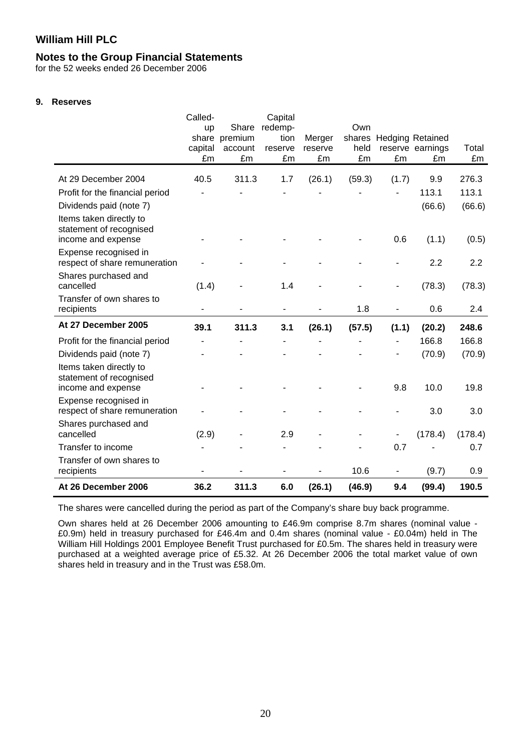# William Hill PLC

## Notes to the Group Financial Statements

for the 52 weeks ended 26 December 2006

### 9. Reserves

| | Called-up share capital £m | Share premium account £m | Capital redemption reserve £m | Merger reserve £m | Own shares held £m | Hedging reserve £m | Retained earnings £m | Total £m |
|---|---|---|---|---|---|---|---|---|
| At 29 December 2004 | 40.5 | 311.3 | 1.7 | (26.1) | (59.3) | (1.7) | 9.9 | 276.3 |
| Profit for the financial period | - | - | - | - | - | - | 113.1 | 113.1 |
| Dividends paid (note 7) | | | | | | | (66.6) | (66.6) |
| Items taken directly to statement of recognised income and expense | - | - | - | - | - | 0.6 | (1.1) | (0.5) |
| Expense recognised in respect of share remuneration | - | - | - | - | - | - | 2.2 | 2.2 |
| Shares purchased and cancelled | (1.4) | - | 1.4 | - | - | - | (78.3) | (78.3) |
| Transfer of own shares to recipients | - | - | - | - | 1.8 | - | 0.6 | 2.4 |
| **At 27 December 2005** | **39.1** | **311.3** | **3.1** | **(26.1)** | **(57.5)** | **(1.1)** | **(20.2)** | **248.6** |
| Profit for the financial period | - | - | - | - | - | - | 166.8 | 166.8 |
| Dividends paid (note 7) | - | - | - | - | - | - | (70.9) | (70.9) |
| Items taken directly to statement of recognised income and expense | - | - | - | - | - | 9.8 | 10.0 | 19.8 |
| Expense recognised in respect of share remuneration | - | - | - | - | - | - | 3.0 | 3.0 |
| Shares purchased and cancelled | (2.9) | - | 2.9 | - | - | - | (178.4) | (178.4) |
| Transfer to income | - | - | - | - | - | 0.7 | - | 0.7 |
| Transfer of own shares to recipients | - | - | - | - | 10.6 | - | (9.7) | 0.9 |
| **At 26 December 2006** | **36.2** | **311.3** | **6.0** | **(26.1)** | **(46.9)** | **9.4** | **(99.4)** | **190.5** |

The shares were cancelled during the period as part of the Company's share buy back programme.

Own shares held at 26 December 2006 amounting to £46.9m comprise 8.7m shares (nominal value - £0.9m) held in treasury purchased for £46.4m and 0.4m shares (nominal value - £0.04m) held in The William Hill Holdings 2001 Employee Benefit Trust purchased for £0.5m. The shares held in treasury were purchased at a weighted average price of £5.32. At 26 December 2006 the total market value of own shares held in treasury and in the Trust was £58.0m.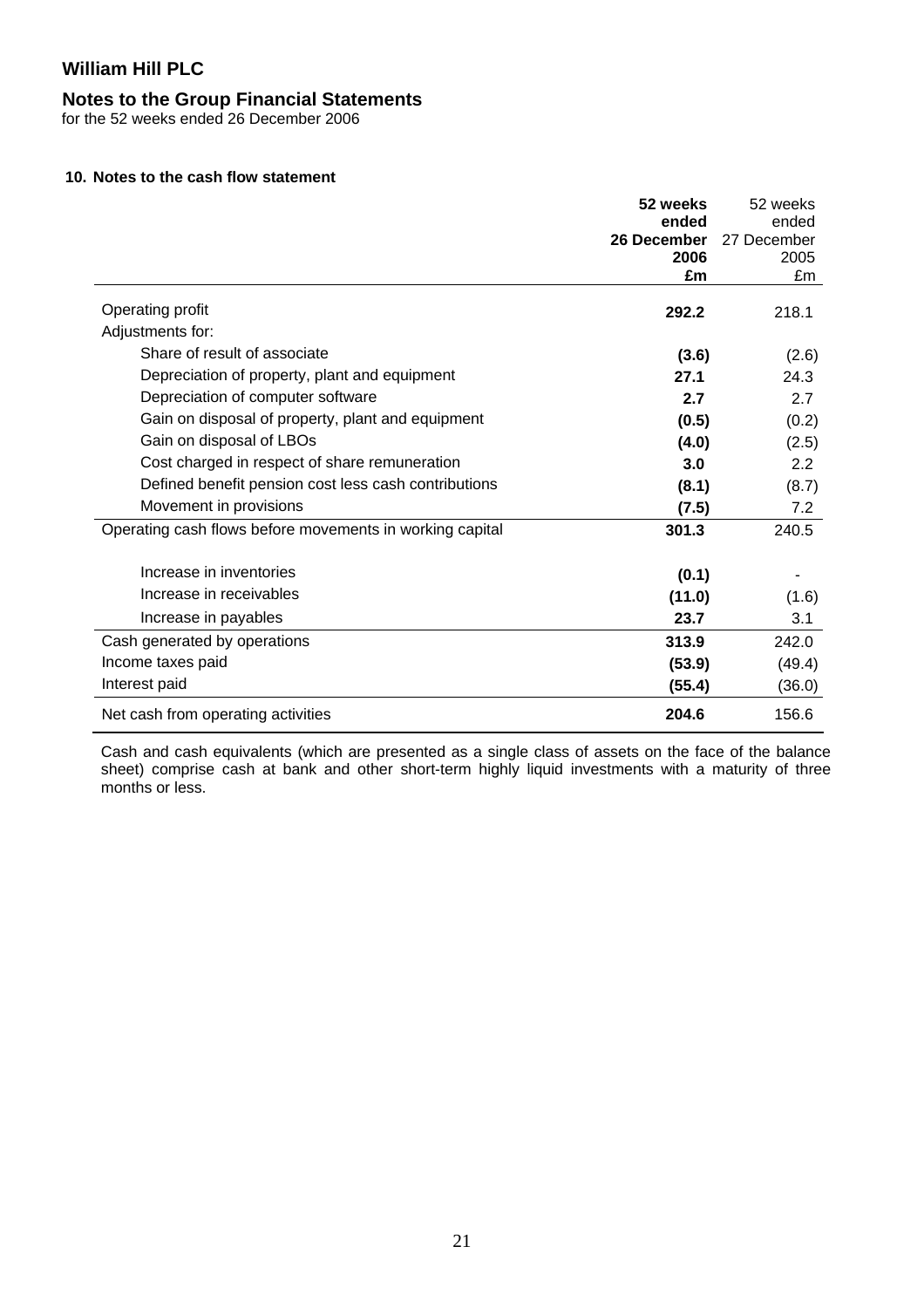# William Hill PLC

## Notes to the Group Financial Statements

for the 52 weeks ended 26 December 2006

### 10. Notes to the cash flow statement

| | **52 weeks ended 26 December 2006 £m** | 52 weeks ended 27 December 2005 £m |
|---|---|---|
| Operating profit | **292.2** | 218.1 |
| Adjustments for: | | |
| Share of result of associate | **(3.6)** | (2.6) |
| Depreciation of property, plant and equipment | **27.1** | 24.3 |
| Depreciation of computer software | **2.7** | 2.7 |
| Gain on disposal of property, plant and equipment | **(0.5)** | (0.2) |
| Gain on disposal of LBOs | **(4.0)** | (2.5) |
| Cost charged in respect of share remuneration | **3.0** | 2.2 |
| Defined benefit pension cost less cash contributions | **(8.1)** | (8.7) |
| Movement in provisions | **(7.5)** | 7.2 |
| Operating cash flows before movements in working capital | **301.3** | 240.5 |
| Increase in inventories | **(0.1)** | - |
| Increase in receivables | **(11.0)** | (1.6) |
| Increase in payables | **23.7** | 3.1 |
| Cash generated by operations | **313.9** | 242.0 |
| Income taxes paid | **(53.9)** | (49.4) |
| Interest paid | **(55.4)** | (36.0) |
| Net cash from operating activities | **204.6** | 156.6 |

Cash and cash equivalents (which are presented as a single class of assets on the face of the balance sheet) comprise cash at bank and other short-term highly liquid investments with a maturity of three months or less.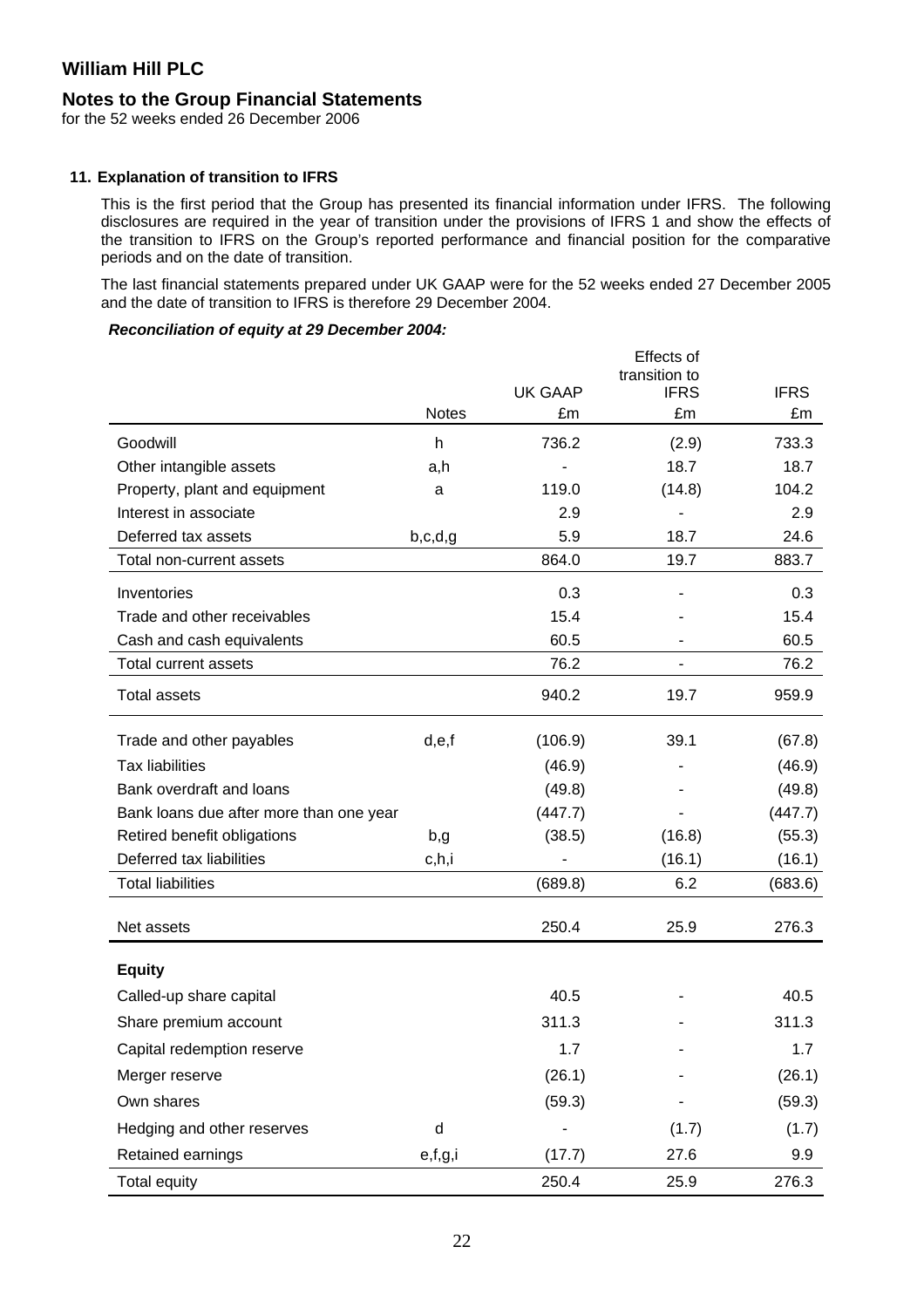**William Hill PLC**

**Notes to the Group Financial Statements**

for the 52 weeks ended 26 December 2006

**11. Explanation of transition to IFRS**

This is the first period that the Group has presented its financial information under IFRS. The following disclosures are required in the year of transition under the provisions of IFRS 1 and show the effects of the transition to IFRS on the Group's reported performance and financial position for the comparative periods and on the date of transition.

The last financial statements prepared under UK GAAP were for the 52 weeks ended 27 December 2005 and the date of transition to IFRS is therefore 29 December 2004.

***Reconciliation of equity at 29 December 2004:***

| | Notes | UK GAAP £m | Effects of transition to IFRS £m | IFRS £m |
|---|---|---|---|---|
| Goodwill | h | 736.2 | (2.9) | 733.3 |
| Other intangible assets | a,h | - | 18.7 | 18.7 |
| Property, plant and equipment | a | 119.0 | (14.8) | 104.2 |
| Interest in associate | | 2.9 | - | 2.9 |
| Deferred tax assets | b,c,d,g | 5.9 | 18.7 | 24.6 |
| Total non-current assets | | 864.0 | 19.7 | 883.7 |
| Inventories | | 0.3 | - | 0.3 |
| Trade and other receivables | | 15.4 | - | 15.4 |
| Cash and cash equivalents | | 60.5 | - | 60.5 |
| Total current assets | | 76.2 | - | 76.2 |
| Total assets | | 940.2 | 19.7 | 959.9 |
| Trade and other payables | d,e,f | (106.9) | 39.1 | (67.8) |
| Tax liabilities | | (46.9) | - | (46.9) |
| Bank overdraft and loans | | (49.8) | - | (49.8) |
| Bank loans due after more than one year | | (447.7) | - | (447.7) |
| Retired benefit obligations | b,g | (38.5) | (16.8) | (55.3) |
| Deferred tax liabilities | c,h,i | - | (16.1) | (16.1) |
| Total liabilities | | (689.8) | 6.2 | (683.6) |
| Net assets | | 250.4 | 25.9 | 276.3 |
| **Equity** | | | | |
| Called-up share capital | | 40.5 | - | 40.5 |
| Share premium account | | 311.3 | - | 311.3 |
| Capital redemption reserve | | 1.7 | - | 1.7 |
| Merger reserve | | (26.1) | - | (26.1) |
| Own shares | | (59.3) | - | (59.3) |
| Hedging and other reserves | d | - | (1.7) | (1.7) |
| Retained earnings | e,f,g,i | (17.7) | 27.6 | 9.9 |
| Total equity | | 250.4 | 25.9 | 276.3 |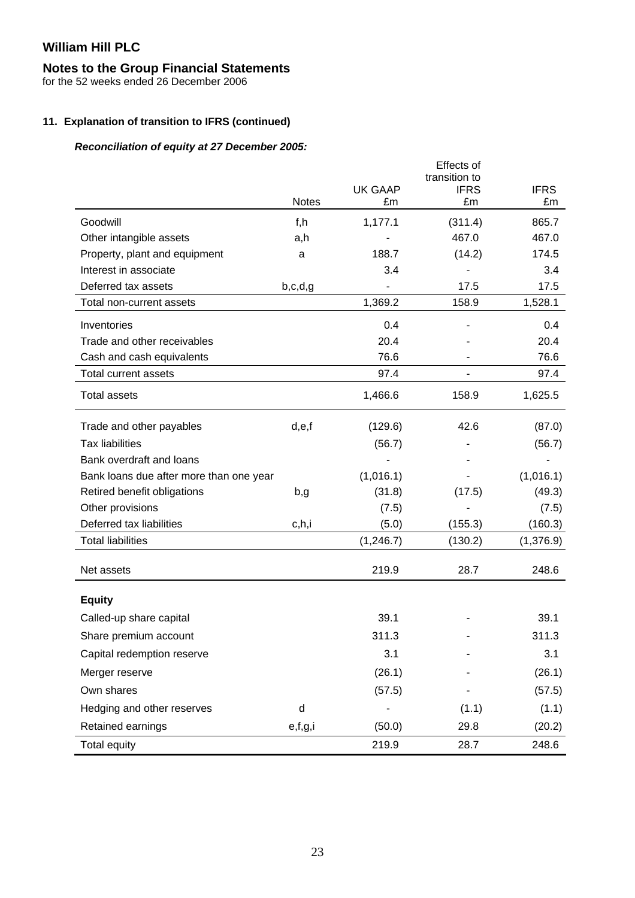# William Hill PLC

## Notes to the Group Financial Statements

for the 52 weeks ended 26 December 2006

### 11. Explanation of transition to IFRS (continued)

***Reconciliation of equity at 27 December 2005:***

| | Notes | UK GAAP £m | Effects of transition to IFRS £m | IFRS £m |
|---|---|---|---|---|
| Goodwill | f,h | 1,177.1 | (311.4) | 865.7 |
| Other intangible assets | a,h | - | 467.0 | 467.0 |
| Property, plant and equipment | a | 188.7 | (14.2) | 174.5 |
| Interest in associate | | 3.4 | - | 3.4 |
| Deferred tax assets | b,c,d,g | - | 17.5 | 17.5 |
| Total non-current assets | | 1,369.2 | 158.9 | 1,528.1 |
| Inventories | | 0.4 | - | 0.4 |
| Trade and other receivables | | 20.4 | - | 20.4 |
| Cash and cash equivalents | | 76.6 | - | 76.6 |
| Total current assets | | 97.4 | - | 97.4 |
| Total assets | | 1,466.6 | 158.9 | 1,625.5 |
| Trade and other payables | d,e,f | (129.6) | 42.6 | (87.0) |
| Tax liabilities | | (56.7) | - | (56.7) |
| Bank overdraft and loans | | - | - | - |
| Bank loans due after more than one year | | (1,016.1) | - | (1,016.1) |
| Retired benefit obligations | b,g | (31.8) | (17.5) | (49.3) |
| Other provisions | | (7.5) | - | (7.5) |
| Deferred tax liabilities | c,h,i | (5.0) | (155.3) | (160.3) |
| Total liabilities | | (1,246.7) | (130.2) | (1,376.9) |
| Net assets | | 219.9 | 28.7 | 248.6 |
| **Equity** | | | | |
| Called-up share capital | | 39.1 | - | 39.1 |
| Share premium account | | 311.3 | - | 311.3 |
| Capital redemption reserve | | 3.1 | - | 3.1 |
| Merger reserve | | (26.1) | - | (26.1) |
| Own shares | | (57.5) | - | (57.5) |
| Hedging and other reserves | d | - | (1.1) | (1.1) |
| Retained earnings | e,f,g,i | (50.0) | 29.8 | (20.2) |
| Total equity | | 219.9 | 28.7 | 248.6 |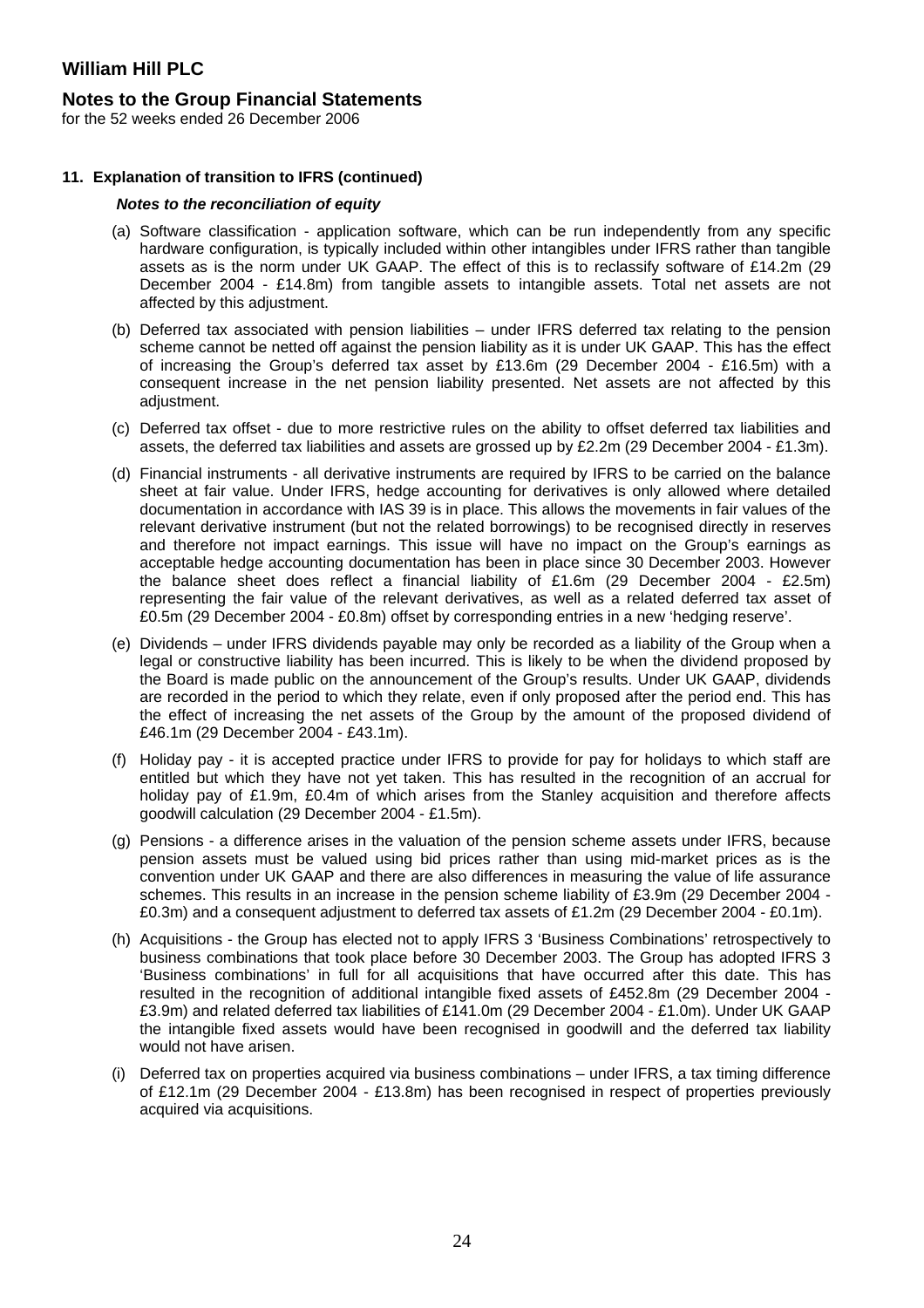# William Hill PLC

## Notes to the Group Financial Statements

for the 52 weeks ended 26 December 2006

### 11. Explanation of transition to IFRS (continued)

***Notes to the reconciliation of equity***

(a) Software classification - application software, which can be run independently from any specific hardware configuration, is typically included within other intangibles under IFRS rather than tangible assets as is the norm under UK GAAP. The effect of this is to reclassify software of £14.2m (29 December 2004 - £14.8m) from tangible assets to intangible assets. Total net assets are not affected by this adjustment.

(b) Deferred tax associated with pension liabilities – under IFRS deferred tax relating to the pension scheme cannot be netted off against the pension liability as it is under UK GAAP. This has the effect of increasing the Group's deferred tax asset by £13.6m (29 December 2004 - £16.5m) with a consequent increase in the net pension liability presented. Net assets are not affected by this adjustment.

(c) Deferred tax offset - due to more restrictive rules on the ability to offset deferred tax liabilities and assets, the deferred tax liabilities and assets are grossed up by £2.2m (29 December 2004 - £1.3m).

(d) Financial instruments - all derivative instruments are required by IFRS to be carried on the balance sheet at fair value. Under IFRS, hedge accounting for derivatives is only allowed where detailed documentation in accordance with IAS 39 is in place. This allows the movements in fair values of the relevant derivative instrument (but not the related borrowings) to be recognised directly in reserves and therefore not impact earnings. This issue will have no impact on the Group's earnings as acceptable hedge accounting documentation has been in place since 30 December 2003. However the balance sheet does reflect a financial liability of £1.6m (29 December 2004 - £2.5m) representing the fair value of the relevant derivatives, as well as a related deferred tax asset of £0.5m (29 December 2004 - £0.8m) offset by corresponding entries in a new 'hedging reserve'.

(e) Dividends – under IFRS dividends payable may only be recorded as a liability of the Group when a legal or constructive liability has been incurred. This is likely to be when the dividend proposed by the Board is made public on the announcement of the Group's results. Under UK GAAP, dividends are recorded in the period to which they relate, even if only proposed after the period end. This has the effect of increasing the net assets of the Group by the amount of the proposed dividend of £46.1m (29 December 2004 - £43.1m).

(f) Holiday pay - it is accepted practice under IFRS to provide for pay for holidays to which staff are entitled but which they have not yet taken. This has resulted in the recognition of an accrual for holiday pay of £1.9m, £0.4m of which arises from the Stanley acquisition and therefore affects goodwill calculation (29 December 2004 - £1.5m).

(g) Pensions - a difference arises in the valuation of the pension scheme assets under IFRS, because pension assets must be valued using bid prices rather than using mid-market prices as is the convention under UK GAAP and there are also differences in measuring the value of life assurance schemes. This results in an increase in the pension scheme liability of £3.9m (29 December 2004 - £0.3m) and a consequent adjustment to deferred tax assets of £1.2m (29 December 2004 - £0.1m).

(h) Acquisitions - the Group has elected not to apply IFRS 3 'Business Combinations' retrospectively to business combinations that took place before 30 December 2003. The Group has adopted IFRS 3 'Business combinations' in full for all acquisitions that have occurred after this date. This has resulted in the recognition of additional intangible fixed assets of £452.8m (29 December 2004 - £3.9m) and related deferred tax liabilities of £141.0m (29 December 2004 - £1.0m). Under UK GAAP the intangible fixed assets would have been recognised in goodwill and the deferred tax liability would not have arisen.

(i) Deferred tax on properties acquired via business combinations – under IFRS, a tax timing difference of £12.1m (29 December 2004 - £13.8m) has been recognised in respect of properties previously acquired via acquisitions.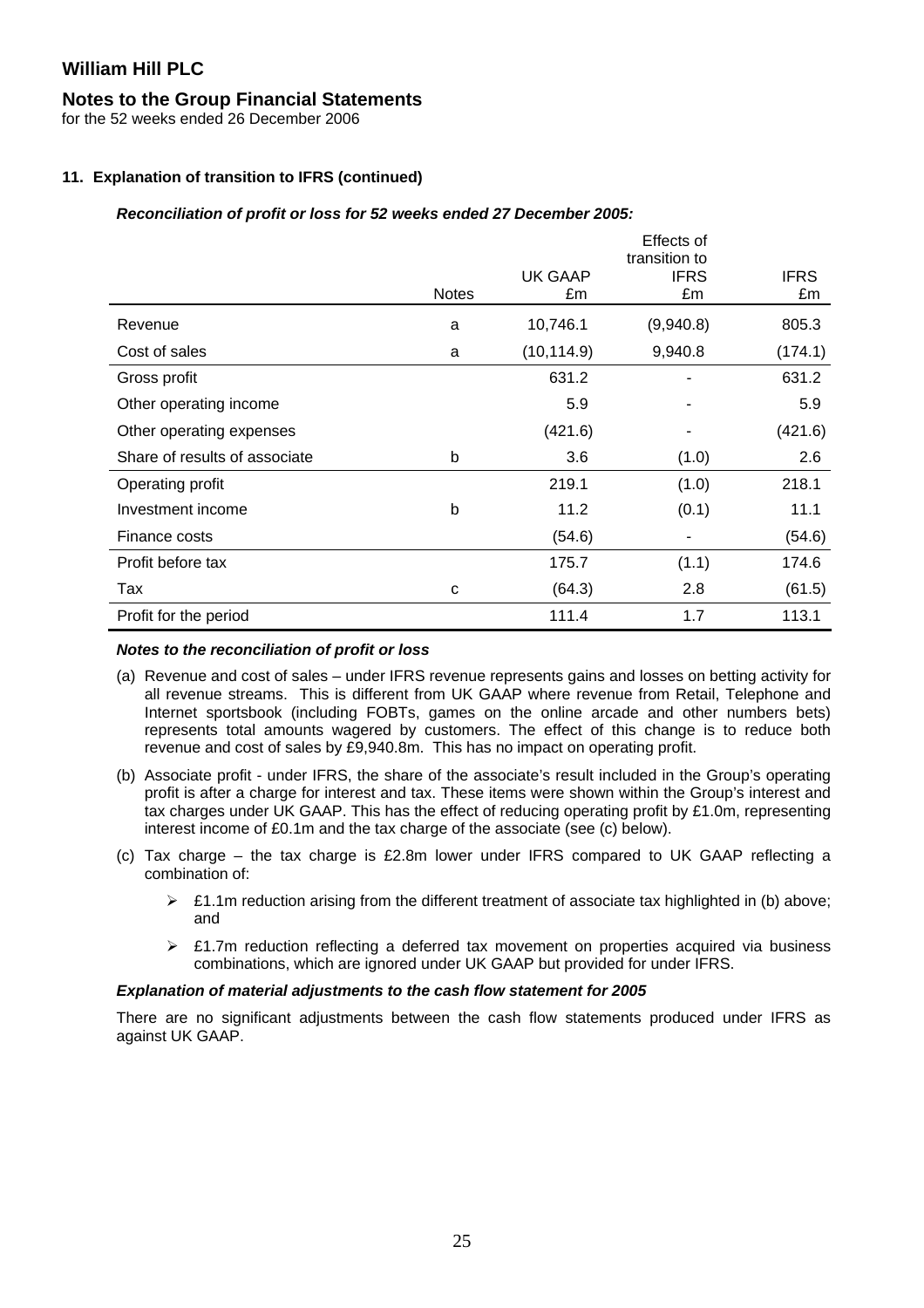# William Hill PLC

## Notes to the Group Financial Statements

for the 52 weeks ended 26 December 2006

### 11. Explanation of transition to IFRS (continued)

***Reconciliation of profit or loss for 52 weeks ended 27 December 2005:***

| | Notes | UK GAAP £m | Effects of transition to IFRS £m | IFRS £m |
|---|---|---|---|---|
| Revenue | a | 10,746.1 | (9,940.8) | 805.3 |
| Cost of sales | a | (10,114.9) | 9,940.8 | (174.1) |
| Gross profit | | 631.2 | - | 631.2 |
| Other operating income | | 5.9 | - | 5.9 |
| Other operating expenses | | (421.6) | - | (421.6) |
| Share of results of associate | b | 3.6 | (1.0) | 2.6 |
| Operating profit | | 219.1 | (1.0) | 218.1 |
| Investment income | b | 11.2 | (0.1) | 11.1 |
| Finance costs | | (54.6) | - | (54.6) |
| Profit before tax | | 175.7 | (1.1) | 174.6 |
| Tax | c | (64.3) | 2.8 | (61.5) |
| Profit for the period | | 111.4 | 1.7 | 113.1 |

***Notes to the reconciliation of profit or loss***

(a) Revenue and cost of sales – under IFRS revenue represents gains and losses on betting activity for all revenue streams. This is different from UK GAAP where revenue from Retail, Telephone and Internet sportsbook (including FOBTs, games on the online arcade and other numbers bets) represents total amounts wagered by customers. The effect of this change is to reduce both revenue and cost of sales by £9,940.8m. This has no impact on operating profit.

(b) Associate profit - under IFRS, the share of the associate's result included in the Group's operating profit is after a charge for interest and tax. These items were shown within the Group's interest and tax charges under UK GAAP. This has the effect of reducing operating profit by £1.0m, representing interest income of £0.1m and the tax charge of the associate (see (c) below).

(c) Tax charge – the tax charge is £2.8m lower under IFRS compared to UK GAAP reflecting a combination of:

- £1.1m reduction arising from the different treatment of associate tax highlighted in (b) above; and
- £1.7m reduction reflecting a deferred tax movement on properties acquired via business combinations, which are ignored under UK GAAP but provided for under IFRS.

***Explanation of material adjustments to the cash flow statement for 2005***

There are no significant adjustments between the cash flow statements produced under IFRS as against UK GAAP.